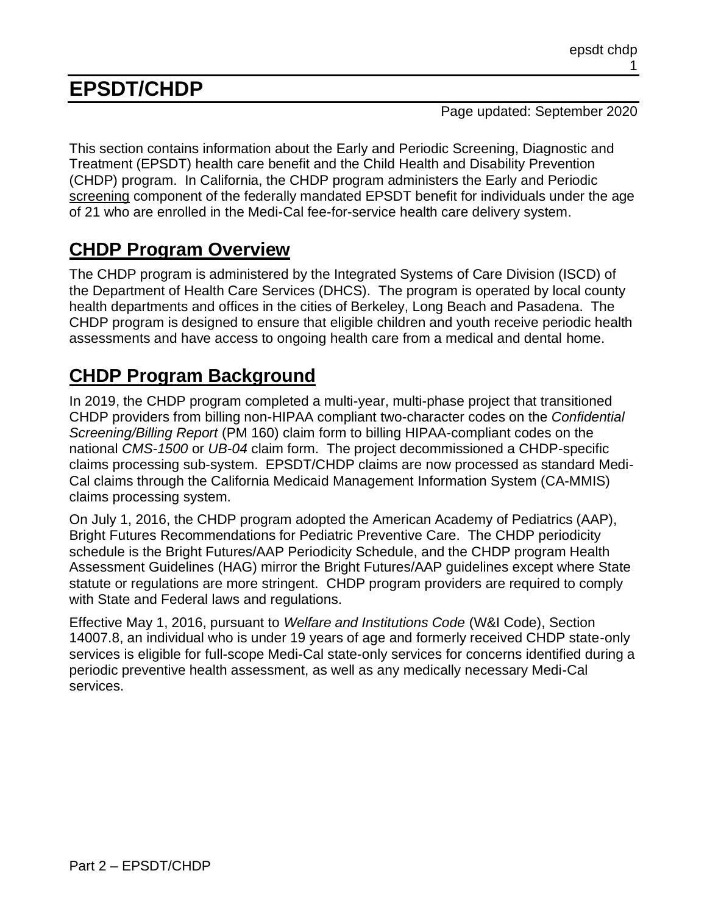# EPSDT/CHDP

Page updated: September 2020

This section contains information about the Early and Periodic Screening, Diagnostic and Treatment (EPSDT) health care benefit and the Child Health and Disability Prevention (CHDP) program. In California, the CHDP program administers the Early and Periodic screening component of the federally mandated EPSDT benefit for individuals under the age of 21 who are enrolled in the Medi-Cal fee-for-service health care delivery system.

## CHDP Program Overview

The CHDP program is administered by the Integrated Systems of Care Division (ISCD) of the Department of Health Care Services (DHCS). The program is operated by local county health departments and offices in the cities of Berkeley, Long Beach and Pasadena. The CHDP program is designed to ensure that eligible children and youth receive periodic health assessments and have access to ongoing health care from a medical and dental home.

## CHDP Program Background

In 2019, the CHDP program completed a multi-year, multi-phase project that transitioned CHDP providers from billing non-HIPAA compliant two-character codes on the *Confidential Screening/Billing Report* (PM 160) claim form to billing HIPAA-compliant codes on the national *CMS-1500* or *UB-04* claim form. The project decommissioned a CHDP-specific claims processing sub-system. EPSDT/CHDP claims are now processed as standard Medi-Cal claims through the California Medicaid Management Information System (CA-MMIS) claims processing system.

On July 1, 2016, the CHDP program adopted the American Academy of Pediatrics (AAP), Bright Futures Recommendations for Pediatric Preventive Care. The CHDP periodicity schedule is the Bright Futures/AAP Periodicity Schedule, and the CHDP program Health Assessment Guidelines (HAG) mirror the Bright Futures/AAP guidelines except where State statute or regulations are more stringent. CHDP program providers are required to comply with State and Federal laws and regulations.

Effective May 1, 2016, pursuant to *Welfare and Institutions Code* (W&I Code), Section 14007.8, an individual who is under 19 years of age and formerly received CHDP state-only services is eligible for full-scope Medi-Cal state-only services for concerns identified during a periodic preventive health assessment, as well as any medically necessary Medi-Cal services.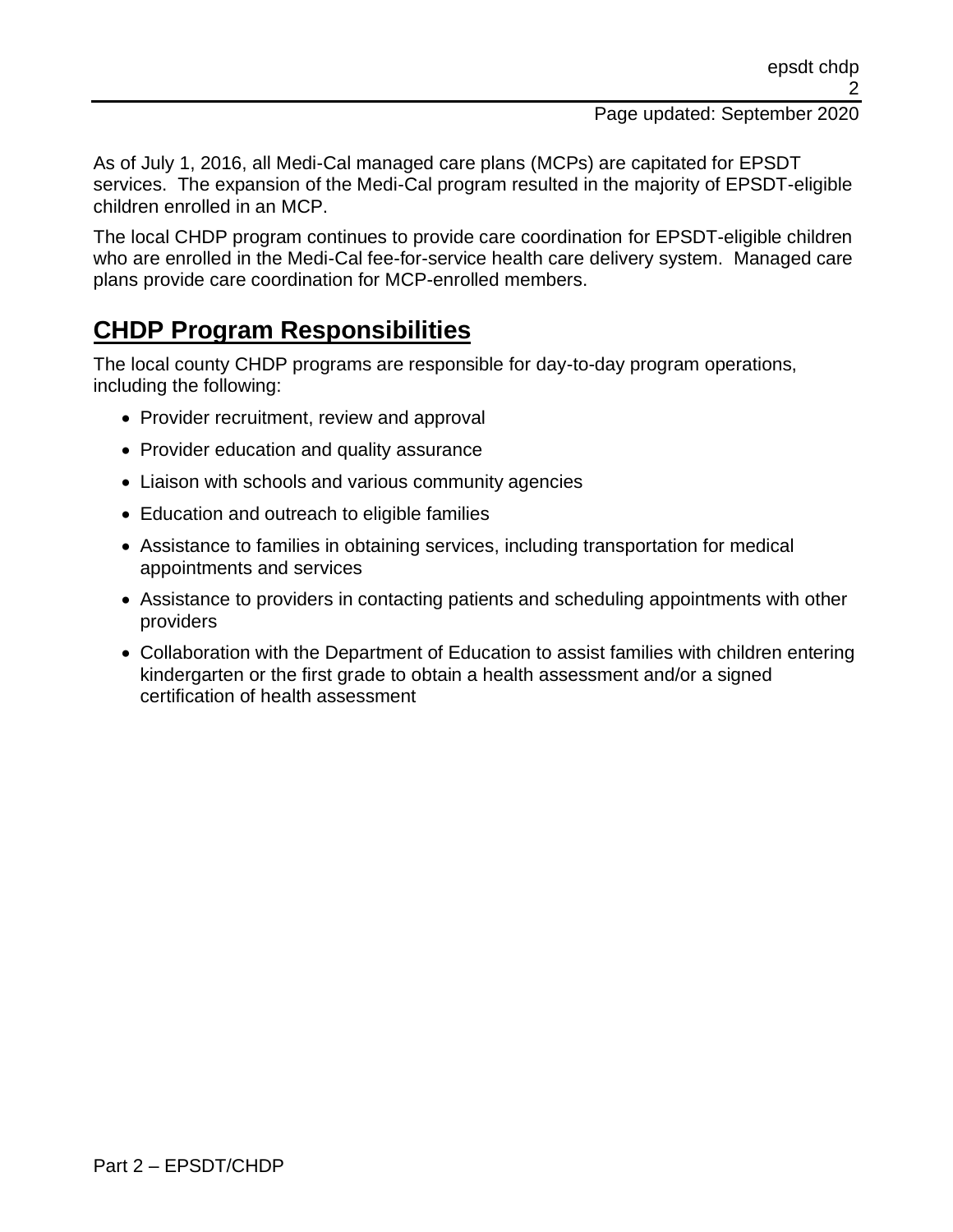As of July 1, 2016, all Medi-Cal managed care plans (MCPs) are capitated for EPSDT services. The expansion of the Medi-Cal program resulted in the majority of EPSDT-eligible children enrolled in an MCP.

The local CHDP program continues to provide care coordination for EPSDT-eligible children who are enrolled in the Medi-Cal fee-for-service health care delivery system. Managed care plans provide care coordination for MCP-enrolled members.

## CHDP Program Responsibilities

The local county CHDP programs are responsible for day-to-day program operations, including the following:

- Provider recruitment, review and approval
- Provider education and quality assurance
- Liaison with schools and various community agencies
- Education and outreach to eligible families
- Assistance to families in obtaining services, including transportation for medical appointments and services
- Assistance to providers in contacting patients and scheduling appointments with other providers
- Collaboration with the Department of Education to assist families with children entering kindergarten or the first grade to obtain a health assessment and/or a signed certification of health assessment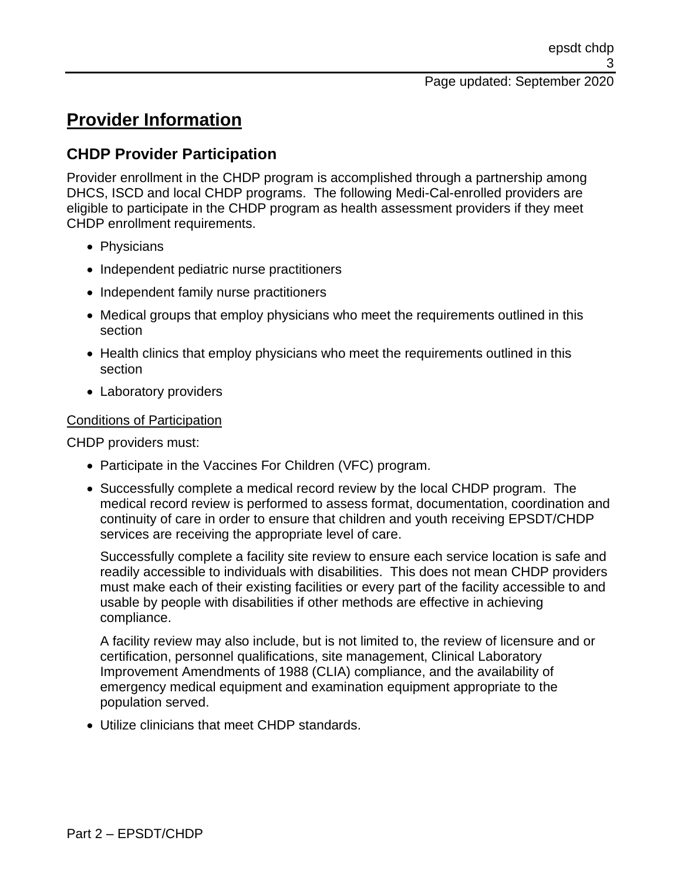# Provider Information

## CHDP Provider Participation

Provider enrollment in the CHDP program is accomplished through a partnership among DHCS, ISCD and local CHDP programs. The following Medi-Cal-enrolled providers are eligible to participate in the CHDP program as health assessment providers if they meet CHDP enrollment requirements.

- Physicians
- Independent pediatric nurse practitioners
- Independent family nurse practitioners
- Medical groups that employ physicians who meet the requirements outlined in this section
- Health clinics that employ physicians who meet the requirements outlined in this section
- Laboratory providers

Conditions of Participation

CHDP providers must:

- Participate in the Vaccines For Children (VFC) program.
- Successfully complete a medical record review by the local CHDP program. The medical record review is performed to assess format, documentation, coordination and continuity of care in order to ensure that children and youth receiving EPSDT/CHDP services are receiving the appropriate level of care.

  Successfully complete a facility site review to ensure each service location is safe and readily accessible to individuals with disabilities. This does not mean CHDP providers must make each of their existing facilities or every part of the facility accessible to and usable by people with disabilities if other methods are effective in achieving compliance.

  A facility review may also include, but is not limited to, the review of licensure and or certification, personnel qualifications, site management, Clinical Laboratory Improvement Amendments of 1988 (CLIA) compliance, and the availability of emergency medical equipment and examination equipment appropriate to the population served.
- Utilize clinicians that meet CHDP standards.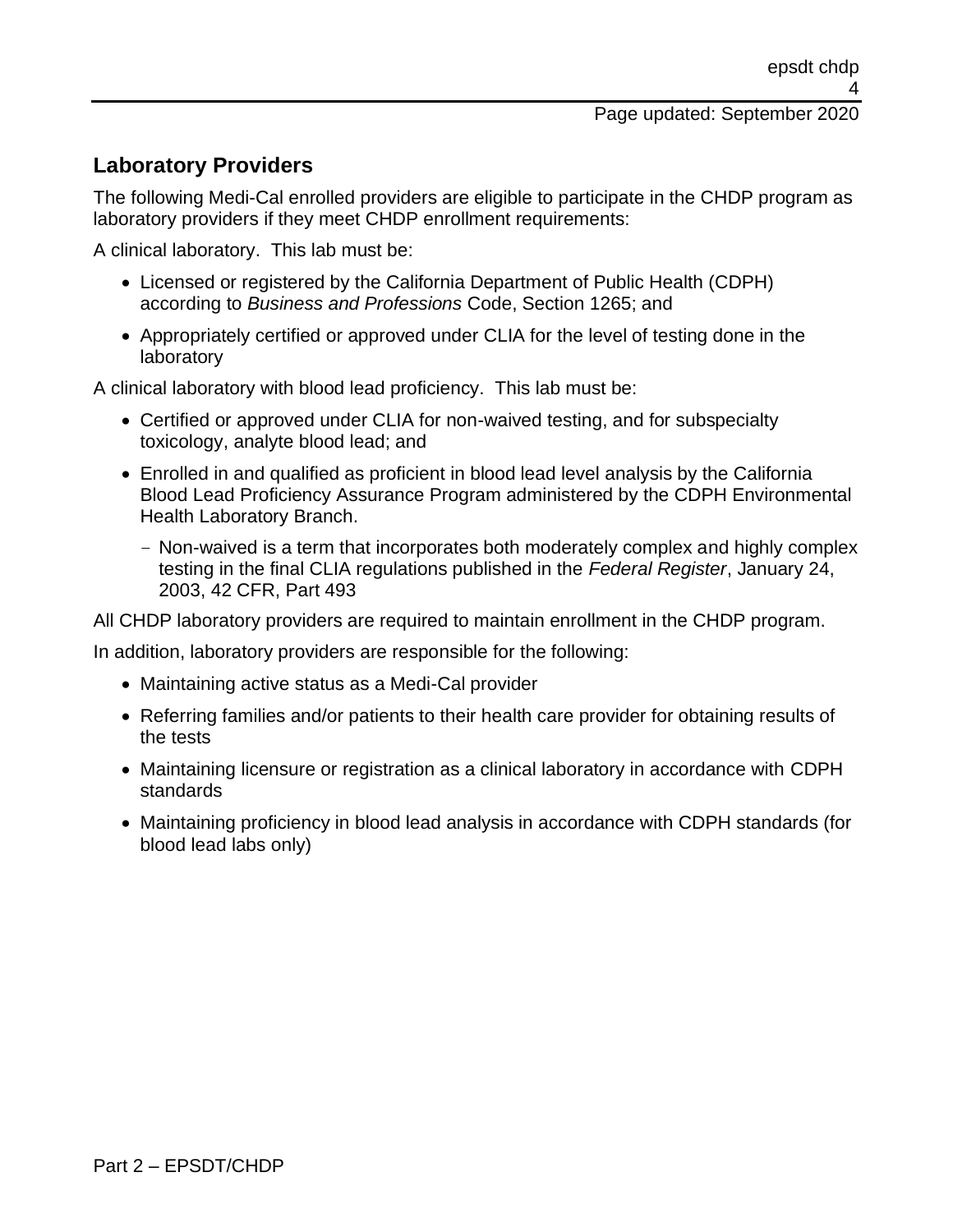## Laboratory Providers

The following Medi-Cal enrolled providers are eligible to participate in the CHDP program as laboratory providers if they meet CHDP enrollment requirements:

A clinical laboratory. This lab must be:

- Licensed or registered by the California Department of Public Health (CDPH) according to *Business and Professions* Code, Section 1265; and
- Appropriately certified or approved under CLIA for the level of testing done in the laboratory

A clinical laboratory with blood lead proficiency. This lab must be:

- Certified or approved under CLIA for non-waived testing, and for subspecialty toxicology, analyte blood lead; and
- Enrolled in and qualified as proficient in blood lead level analysis by the California Blood Lead Proficiency Assurance Program administered by the CDPH Environmental Health Laboratory Branch.
  - Non-waived is a term that incorporates both moderately complex and highly complex testing in the final CLIA regulations published in the *Federal Register*, January 24, 2003, 42 CFR, Part 493

All CHDP laboratory providers are required to maintain enrollment in the CHDP program.

In addition, laboratory providers are responsible for the following:

- Maintaining active status as a Medi-Cal provider
- Referring families and/or patients to their health care provider for obtaining results of the tests
- Maintaining licensure or registration as a clinical laboratory in accordance with CDPH standards
- Maintaining proficiency in blood lead analysis in accordance with CDPH standards (for blood lead labs only)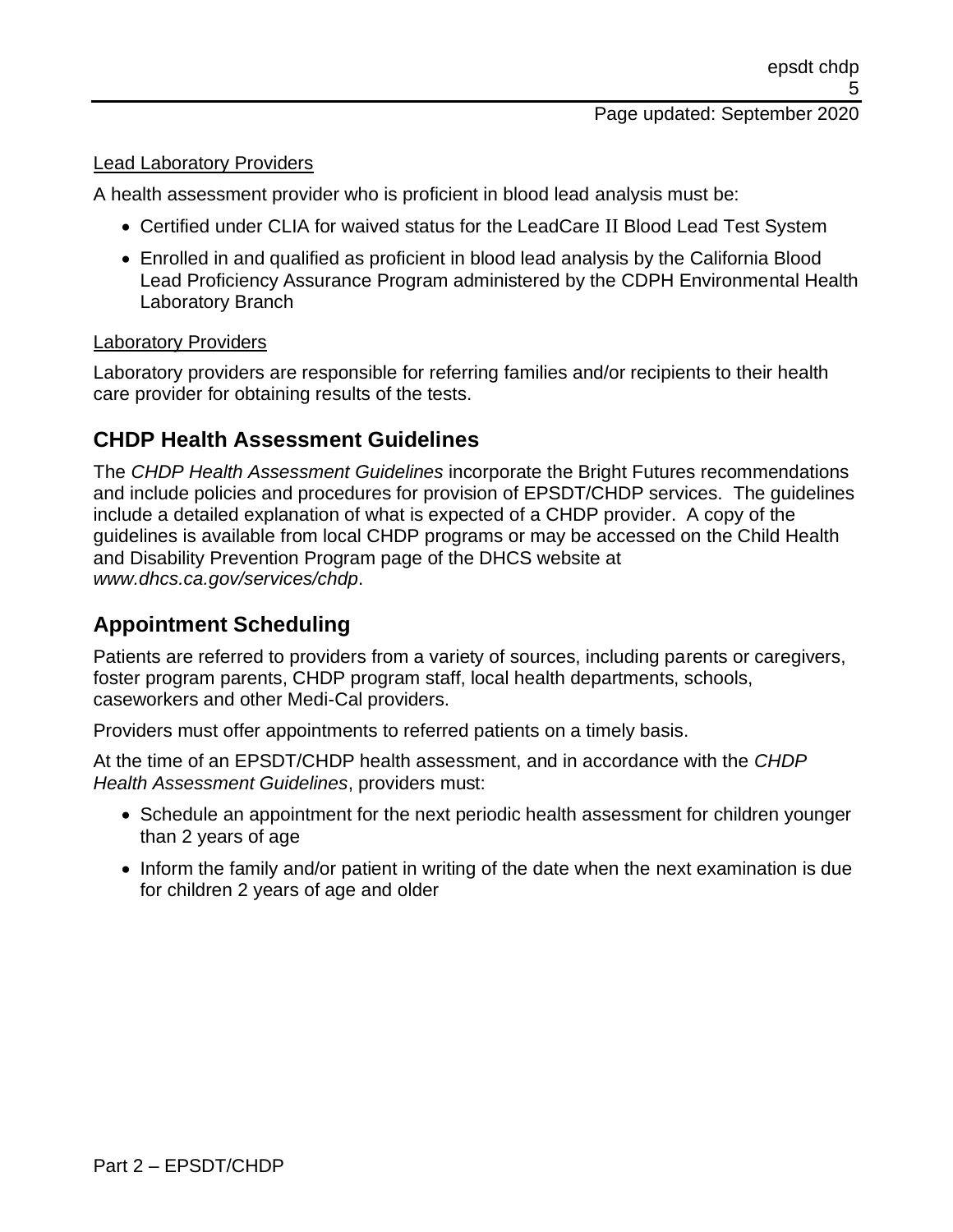Lead Laboratory Providers

A health assessment provider who is proficient in blood lead analysis must be:

- Certified under CLIA for waived status for the LeadCare II Blood Lead Test System
- Enrolled in and qualified as proficient in blood lead analysis by the California Blood Lead Proficiency Assurance Program administered by the CDPH Environmental Health Laboratory Branch

Laboratory Providers

Laboratory providers are responsible for referring families and/or recipients to their health care provider for obtaining results of the tests.

## CHDP Health Assessment Guidelines

The *CHDP Health Assessment Guidelines* incorporate the Bright Futures recommendations and include policies and procedures for provision of EPSDT/CHDP services. The guidelines include a detailed explanation of what is expected of a CHDP provider. A copy of the guidelines is available from local CHDP programs or may be accessed on the Child Health and Disability Prevention Program page of the DHCS website at *www.dhcs.ca.gov/services/chdp*.

## Appointment Scheduling

Patients are referred to providers from a variety of sources, including parents or caregivers, foster program parents, CHDP program staff, local health departments, schools, caseworkers and other Medi-Cal providers.

Providers must offer appointments to referred patients on a timely basis.

At the time of an EPSDT/CHDP health assessment, and in accordance with the *CHDP Health Assessment Guidelines*, providers must:

- Schedule an appointment for the next periodic health assessment for children younger than 2 years of age
- Inform the family and/or patient in writing of the date when the next examination is due for children 2 years of age and older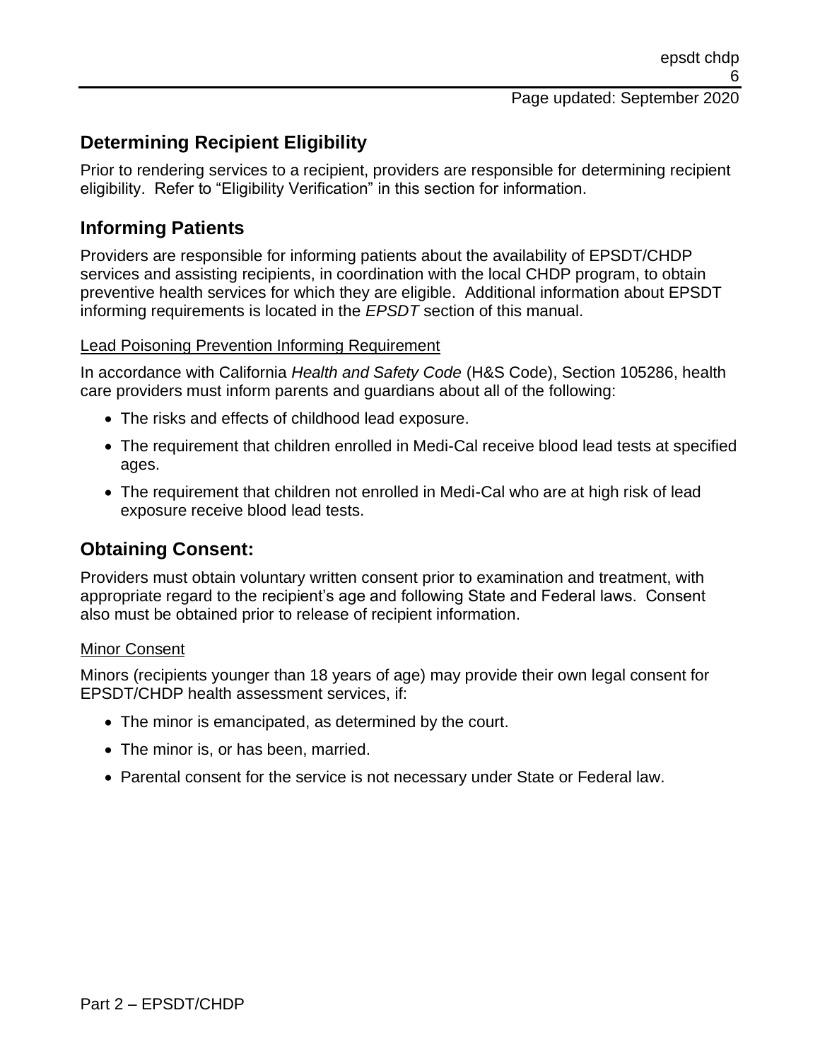## Determining Recipient Eligibility

Prior to rendering services to a recipient, providers are responsible for determining recipient eligibility. Refer to "Eligibility Verification" in this section for information.

## Informing Patients

Providers are responsible for informing patients about the availability of EPSDT/CHDP services and assisting recipients, in coordination with the local CHDP program, to obtain preventive health services for which they are eligible. Additional information about EPSDT informing requirements is located in the *EPSDT* section of this manual.

### Lead Poisoning Prevention Informing Requirement

In accordance with California *Health and Safety Code* (H&S Code), Section 105286, health care providers must inform parents and guardians about all of the following:

- The risks and effects of childhood lead exposure.
- The requirement that children enrolled in Medi-Cal receive blood lead tests at specified ages.
- The requirement that children not enrolled in Medi-Cal who are at high risk of lead exposure receive blood lead tests.

## Obtaining Consent:

Providers must obtain voluntary written consent prior to examination and treatment, with appropriate regard to the recipient's age and following State and Federal laws. Consent also must be obtained prior to release of recipient information.

### Minor Consent

Minors (recipients younger than 18 years of age) may provide their own legal consent for EPSDT/CHDP health assessment services, if:

- The minor is emancipated, as determined by the court.
- The minor is, or has been, married.
- Parental consent for the service is not necessary under State or Federal law.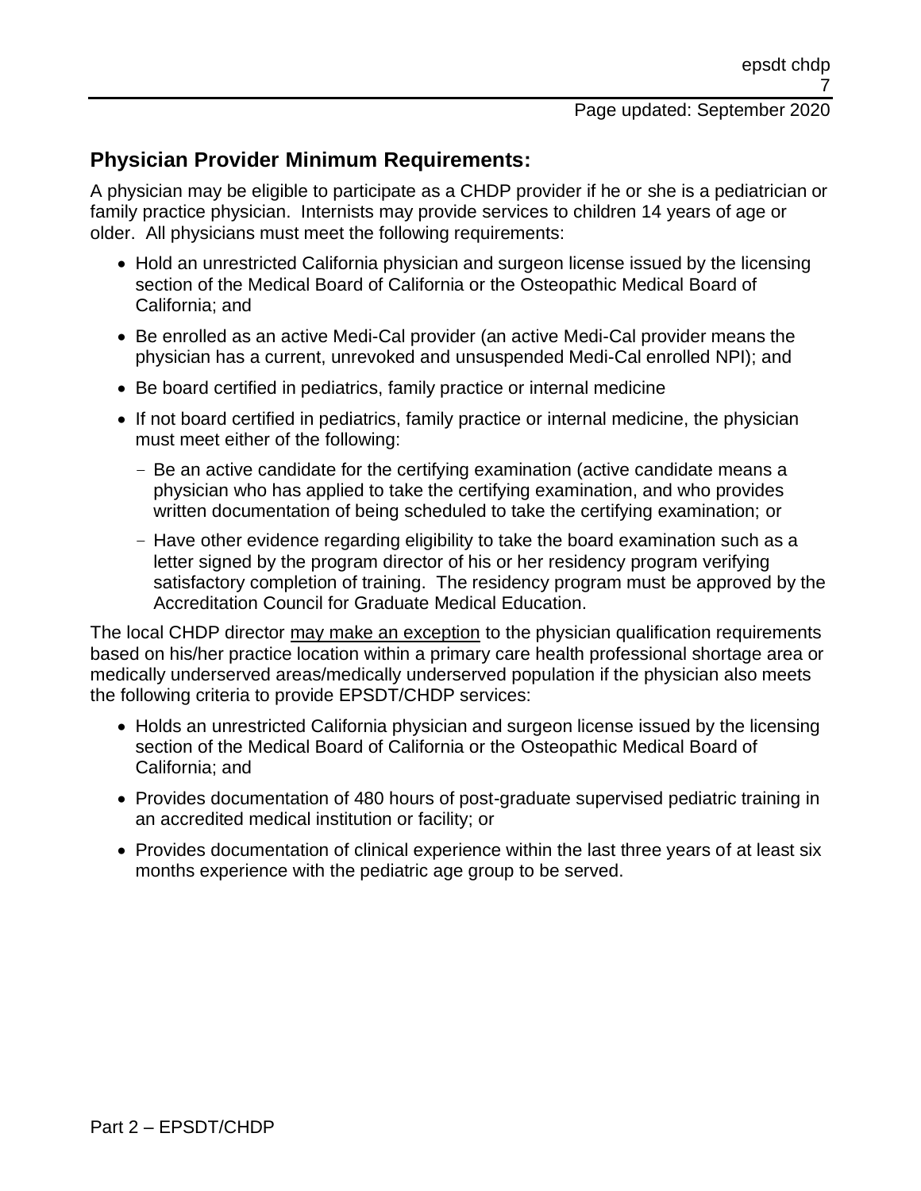## Physician Provider Minimum Requirements:

A physician may be eligible to participate as a CHDP provider if he or she is a pediatrician or family practice physician. Internists may provide services to children 14 years of age or older. All physicians must meet the following requirements:

- Hold an unrestricted California physician and surgeon license issued by the licensing section of the Medical Board of California or the Osteopathic Medical Board of California; and
- Be enrolled as an active Medi-Cal provider (an active Medi-Cal provider means the physician has a current, unrevoked and unsuspended Medi-Cal enrolled NPI); and
- Be board certified in pediatrics, family practice or internal medicine
- If not board certified in pediatrics, family practice or internal medicine, the physician must meet either of the following:
  - Be an active candidate for the certifying examination (active candidate means a physician who has applied to take the certifying examination, and who provides written documentation of being scheduled to take the certifying examination; or
  - Have other evidence regarding eligibility to take the board examination such as a letter signed by the program director of his or her residency program verifying satisfactory completion of training. The residency program must be approved by the Accreditation Council for Graduate Medical Education.

The local CHDP director <u>may make an exception</u> to the physician qualification requirements based on his/her practice location within a primary care health professional shortage area or medically underserved areas/medically underserved population if the physician also meets the following criteria to provide EPSDT/CHDP services:

- Holds an unrestricted California physician and surgeon license issued by the licensing section of the Medical Board of California or the Osteopathic Medical Board of California; and
- Provides documentation of 480 hours of post-graduate supervised pediatric training in an accredited medical institution or facility; or
- Provides documentation of clinical experience within the last three years of at least six months experience with the pediatric age group to be served.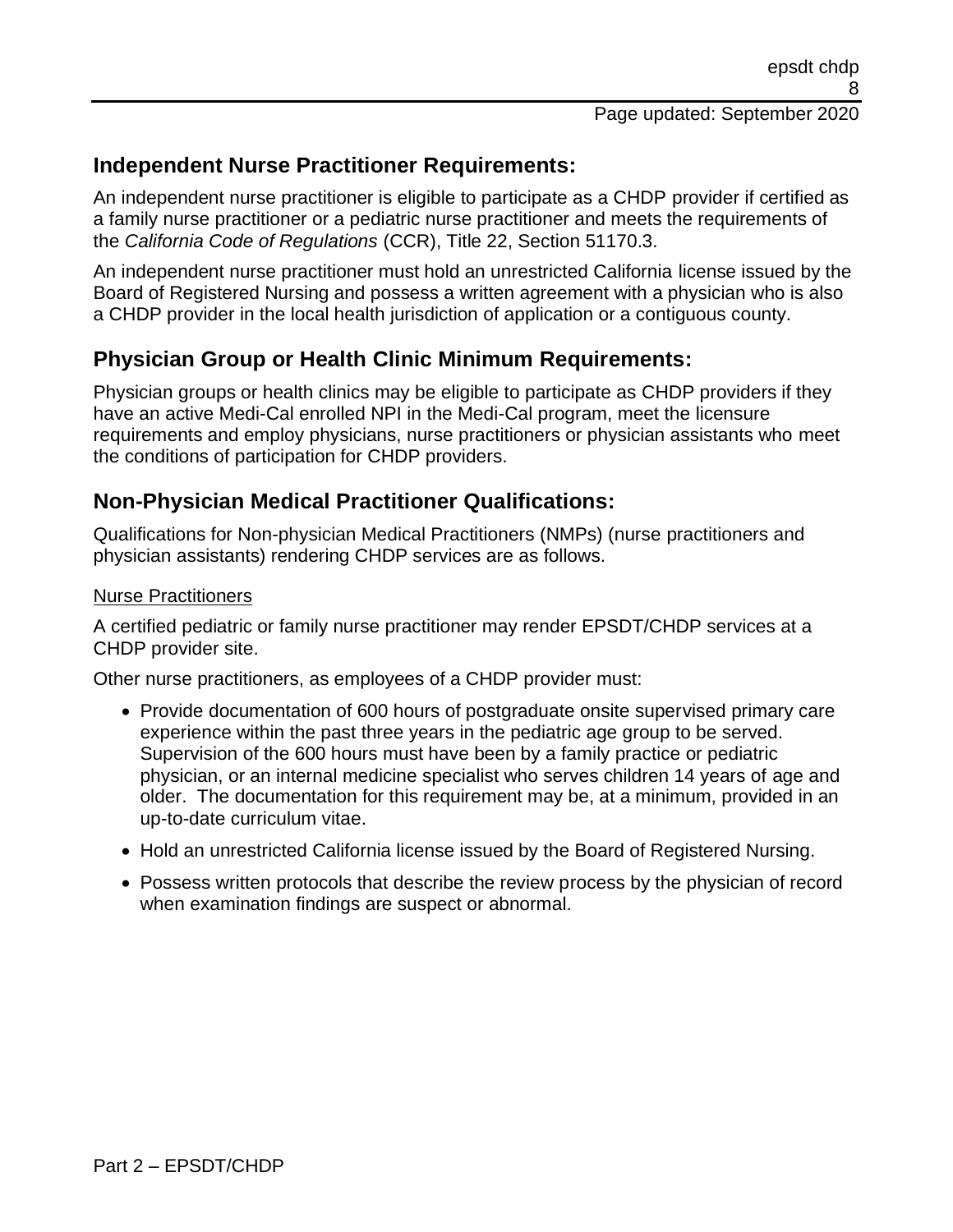## Independent Nurse Practitioner Requirements:

An independent nurse practitioner is eligible to participate as a CHDP provider if certified as a family nurse practitioner or a pediatric nurse practitioner and meets the requirements of the *California Code of Regulations* (CCR), Title 22, Section 51170.3.

An independent nurse practitioner must hold an unrestricted California license issued by the Board of Registered Nursing and possess a written agreement with a physician who is also a CHDP provider in the local health jurisdiction of application or a contiguous county.

## Physician Group or Health Clinic Minimum Requirements:

Physician groups or health clinics may be eligible to participate as CHDP providers if they have an active Medi-Cal enrolled NPI in the Medi-Cal program, meet the licensure requirements and employ physicians, nurse practitioners or physician assistants who meet the conditions of participation for CHDP providers.

## Non-Physician Medical Practitioner Qualifications:

Qualifications for Non-physician Medical Practitioners (NMPs) (nurse practitioners and physician assistants) rendering CHDP services are as follows.

<u>Nurse Practitioners</u>

A certified pediatric or family nurse practitioner may render EPSDT/CHDP services at a CHDP provider site.

Other nurse practitioners, as employees of a CHDP provider must:

- Provide documentation of 600 hours of postgraduate onsite supervised primary care experience within the past three years in the pediatric age group to be served. Supervision of the 600 hours must have been by a family practice or pediatric physician, or an internal medicine specialist who serves children 14 years of age and older. The documentation for this requirement may be, at a minimum, provided in an up-to-date curriculum vitae.
- Hold an unrestricted California license issued by the Board of Registered Nursing.
- Possess written protocols that describe the review process by the physician of record when examination findings are suspect or abnormal.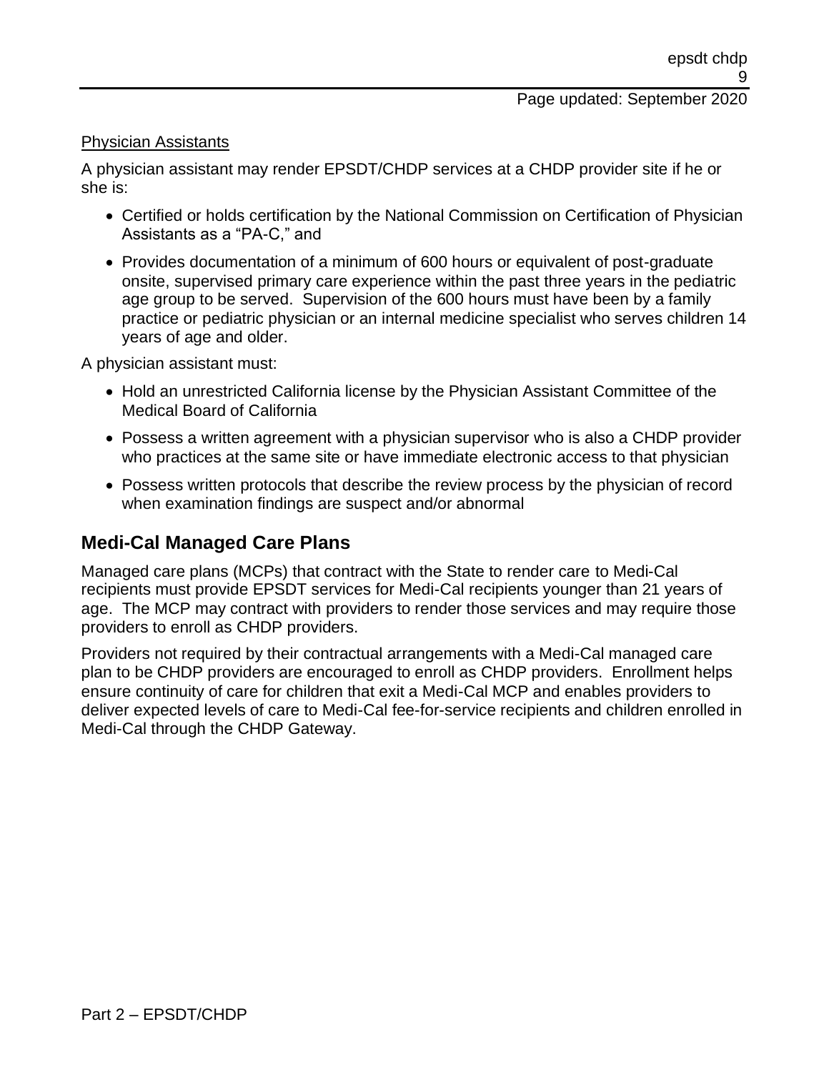Physician Assistants

A physician assistant may render EPSDT/CHDP services at a CHDP provider site if he or she is:

- Certified or holds certification by the National Commission on Certification of Physician Assistants as a "PA-C," and
- Provides documentation of a minimum of 600 hours or equivalent of post-graduate onsite, supervised primary care experience within the past three years in the pediatric age group to be served. Supervision of the 600 hours must have been by a family practice or pediatric physician or an internal medicine specialist who serves children 14 years of age and older.

A physician assistant must:

- Hold an unrestricted California license by the Physician Assistant Committee of the Medical Board of California
- Possess a written agreement with a physician supervisor who is also a CHDP provider who practices at the same site or have immediate electronic access to that physician
- Possess written protocols that describe the review process by the physician of record when examination findings are suspect and/or abnormal

## Medi-Cal Managed Care Plans

Managed care plans (MCPs) that contract with the State to render care to Medi-Cal recipients must provide EPSDT services for Medi-Cal recipients younger than 21 years of age. The MCP may contract with providers to render those services and may require those providers to enroll as CHDP providers.

Providers not required by their contractual arrangements with a Medi-Cal managed care plan to be CHDP providers are encouraged to enroll as CHDP providers. Enrollment helps ensure continuity of care for children that exit a Medi-Cal MCP and enables providers to deliver expected levels of care to Medi-Cal fee-for-service recipients and children enrolled in Medi-Cal through the CHDP Gateway.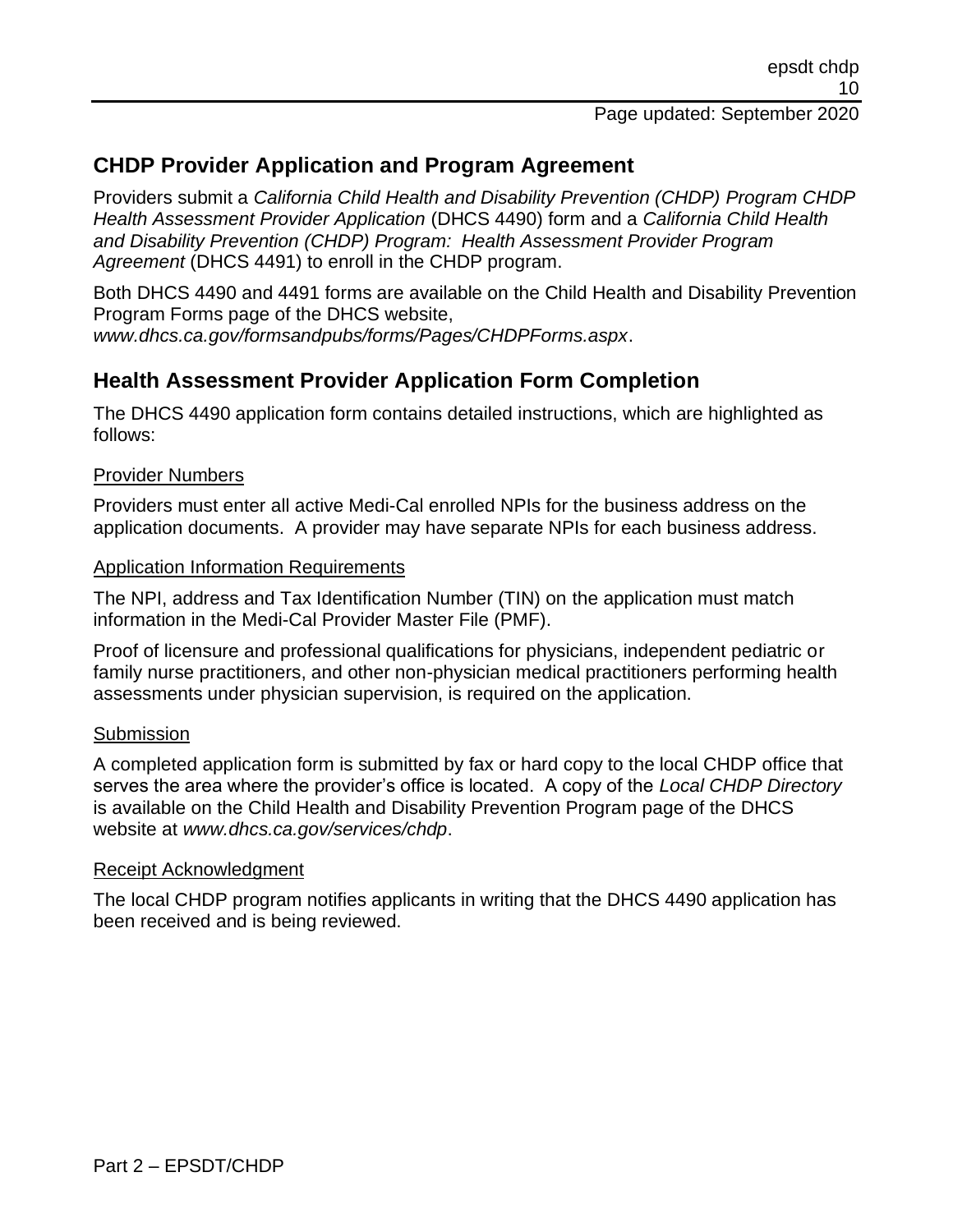## CHDP Provider Application and Program Agreement

Providers submit a *California Child Health and Disability Prevention (CHDP) Program CHDP Health Assessment Provider Application* (DHCS 4490) form and a *California Child Health and Disability Prevention (CHDP) Program: Health Assessment Provider Program Agreement* (DHCS 4491) to enroll in the CHDP program.

Both DHCS 4490 and 4491 forms are available on the Child Health and Disability Prevention Program Forms page of the DHCS website, *www.dhcs.ca.gov/formsandpubs/forms/Pages/CHDPForms.aspx*.

## Health Assessment Provider Application Form Completion

The DHCS 4490 application form contains detailed instructions, which are highlighted as follows:

<u>Provider Numbers</u>

Providers must enter all active Medi-Cal enrolled NPIs for the business address on the application documents. A provider may have separate NPIs for each business address.

<u>Application Information Requirements</u>

The NPI, address and Tax Identification Number (TIN) on the application must match information in the Medi-Cal Provider Master File (PMF).

Proof of licensure and professional qualifications for physicians, independent pediatric or family nurse practitioners, and other non-physician medical practitioners performing health assessments under physician supervision, is required on the application.

<u>Submission</u>

A completed application form is submitted by fax or hard copy to the local CHDP office that serves the area where the provider's office is located. A copy of the *Local CHDP Directory* is available on the Child Health and Disability Prevention Program page of the DHCS website at *www.dhcs.ca.gov/services/chdp*.

<u>Receipt Acknowledgment</u>

The local CHDP program notifies applicants in writing that the DHCS 4490 application has been received and is being reviewed.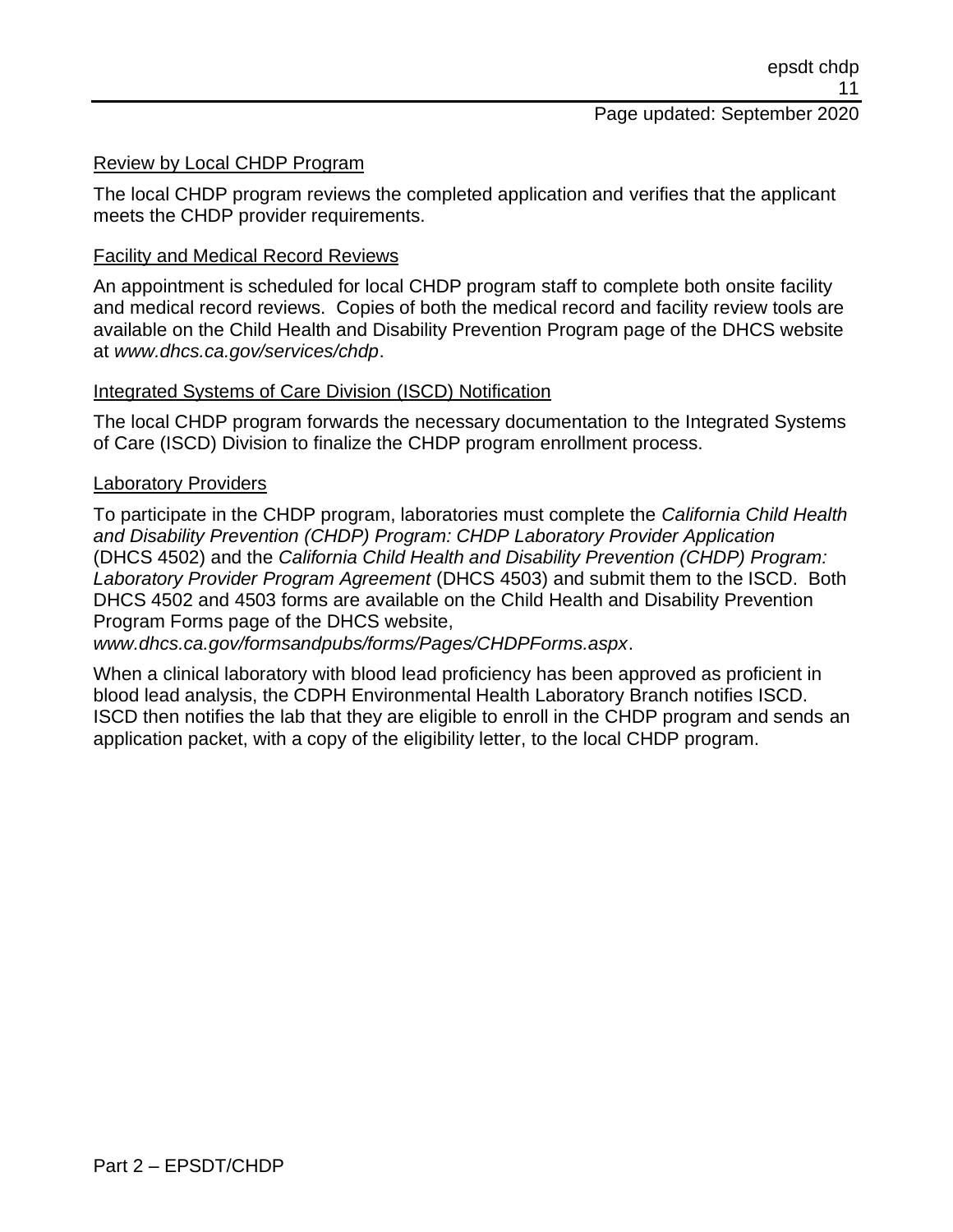Review by Local CHDP Program

The local CHDP program reviews the completed application and verifies that the applicant meets the CHDP provider requirements.

Facility and Medical Record Reviews

An appointment is scheduled for local CHDP program staff to complete both onsite facility and medical record reviews. Copies of both the medical record and facility review tools are available on the Child Health and Disability Prevention Program page of the DHCS website at *www.dhcs.ca.gov/services/chdp*.

Integrated Systems of Care Division (ISCD) Notification

The local CHDP program forwards the necessary documentation to the Integrated Systems of Care (ISCD) Division to finalize the CHDP program enrollment process.

Laboratory Providers

To participate in the CHDP program, laboratories must complete the *California Child Health and Disability Prevention (CHDP) Program: CHDP Laboratory Provider Application* (DHCS 4502) and the *California Child Health and Disability Prevention (CHDP) Program: Laboratory Provider Program Agreement* (DHCS 4503) and submit them to the ISCD. Both DHCS 4502 and 4503 forms are available on the Child Health and Disability Prevention Program Forms page of the DHCS website, *www.dhcs.ca.gov/formsandpubs/forms/Pages/CHDPForms.aspx*.

When a clinical laboratory with blood lead proficiency has been approved as proficient in blood lead analysis, the CDPH Environmental Health Laboratory Branch notifies ISCD. ISCD then notifies the lab that they are eligible to enroll in the CHDP program and sends an application packet, with a copy of the eligibility letter, to the local CHDP program.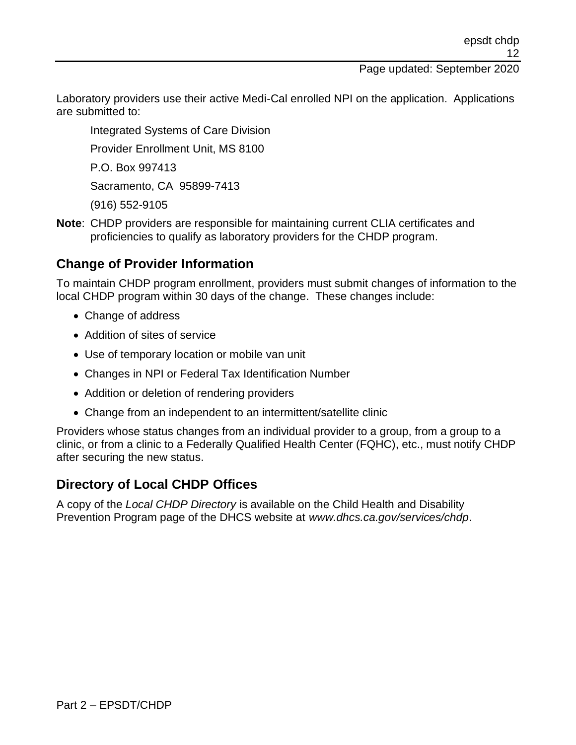Laboratory providers use their active Medi-Cal enrolled NPI on the application. Applications are submitted to:

Integrated Systems of Care Division
Provider Enrollment Unit, MS 8100
P.O. Box 997413
Sacramento, CA 95899-7413
(916) 552-9105

**Note**: CHDP providers are responsible for maintaining current CLIA certificates and proficiencies to qualify as laboratory providers for the CHDP program.

## Change of Provider Information

To maintain CHDP program enrollment, providers must submit changes of information to the local CHDP program within 30 days of the change. These changes include:

- Change of address
- Addition of sites of service
- Use of temporary location or mobile van unit
- Changes in NPI or Federal Tax Identification Number
- Addition or deletion of rendering providers
- Change from an independent to an intermittent/satellite clinic

Providers whose status changes from an individual provider to a group, from a group to a clinic, or from a clinic to a Federally Qualified Health Center (FQHC), etc., must notify CHDP after securing the new status.

## Directory of Local CHDP Offices

A copy of the *Local CHDP Directory* is available on the Child Health and Disability Prevention Program page of the DHCS website at *www.dhcs.ca.gov/services/chdp*.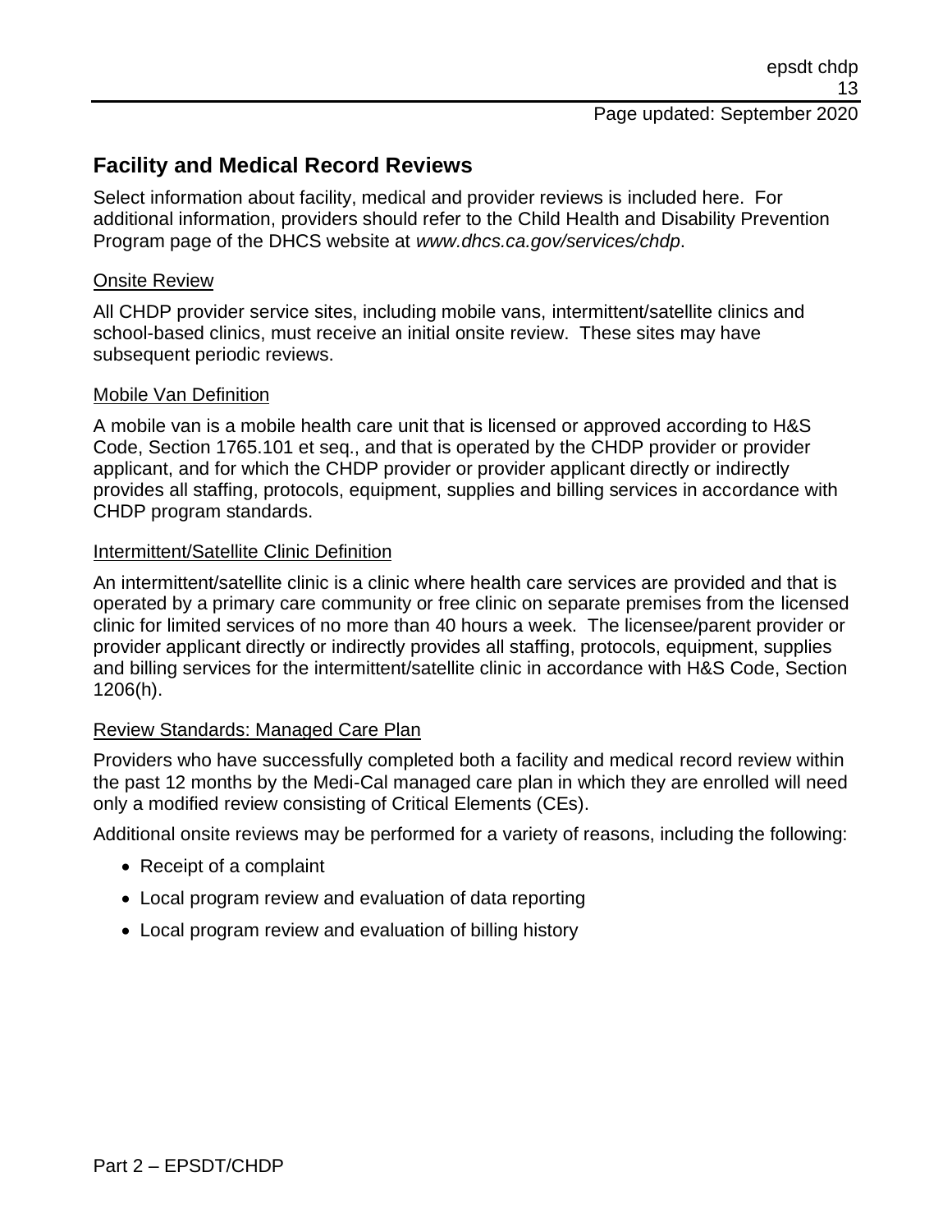## Facility and Medical Record Reviews

Select information about facility, medical and provider reviews is included here. For additional information, providers should refer to the Child Health and Disability Prevention Program page of the DHCS website at *www.dhcs.ca.gov/services/chdp*.

### Onsite Review

All CHDP provider service sites, including mobile vans, intermittent/satellite clinics and school-based clinics, must receive an initial onsite review. These sites may have subsequent periodic reviews.

### Mobile Van Definition

A mobile van is a mobile health care unit that is licensed or approved according to H&S Code, Section 1765.101 et seq., and that is operated by the CHDP provider or provider applicant, and for which the CHDP provider or provider applicant directly or indirectly provides all staffing, protocols, equipment, supplies and billing services in accordance with CHDP program standards.

### Intermittent/Satellite Clinic Definition

An intermittent/satellite clinic is a clinic where health care services are provided and that is operated by a primary care community or free clinic on separate premises from the licensed clinic for limited services of no more than 40 hours a week. The licensee/parent provider or provider applicant directly or indirectly provides all staffing, protocols, equipment, supplies and billing services for the intermittent/satellite clinic in accordance with H&S Code, Section 1206(h).

### Review Standards: Managed Care Plan

Providers who have successfully completed both a facility and medical record review within the past 12 months by the Medi-Cal managed care plan in which they are enrolled will need only a modified review consisting of Critical Elements (CEs).

Additional onsite reviews may be performed for a variety of reasons, including the following:

- Receipt of a complaint
- Local program review and evaluation of data reporting
- Local program review and evaluation of billing history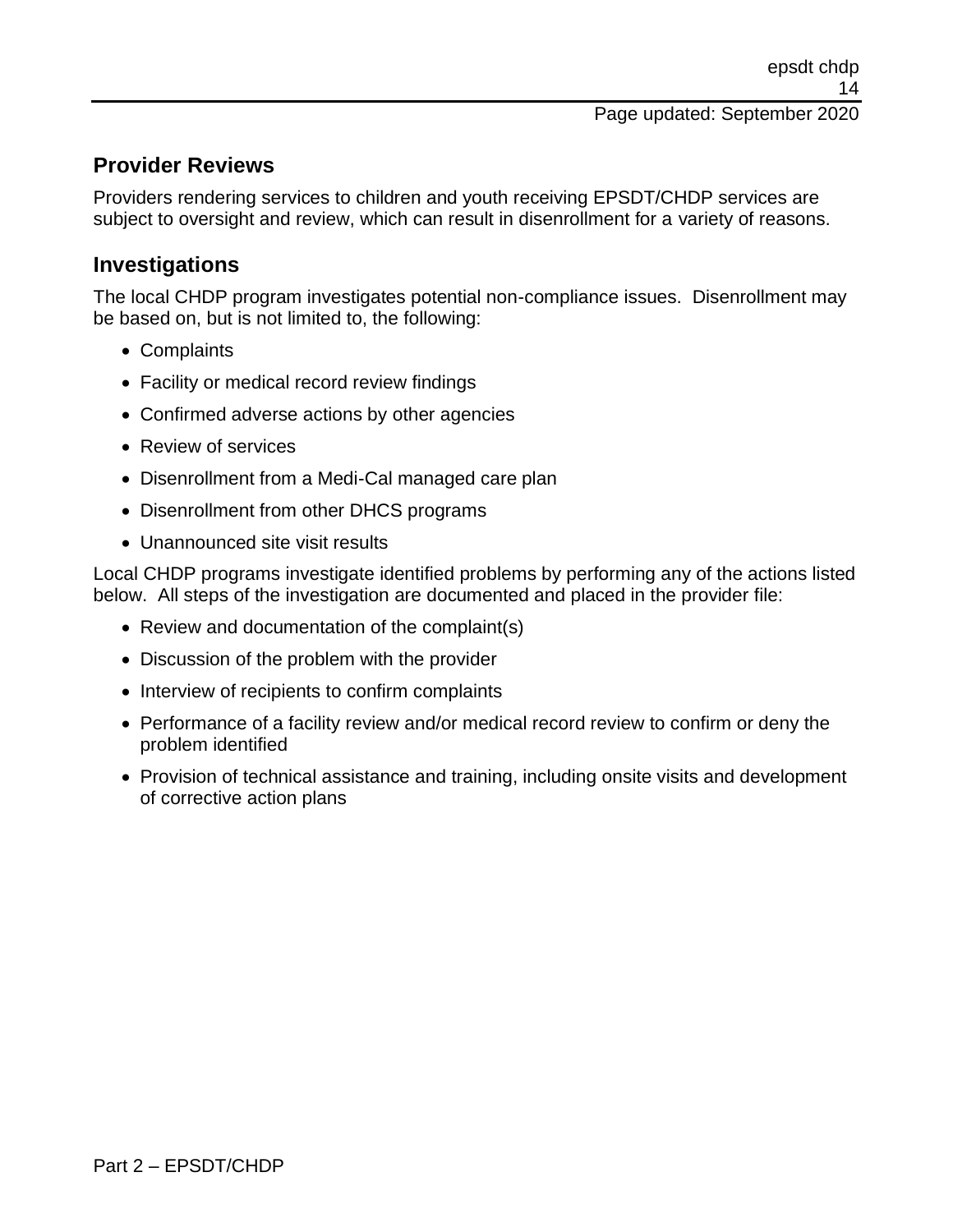## Provider Reviews

Providers rendering services to children and youth receiving EPSDT/CHDP services are subject to oversight and review, which can result in disenrollment for a variety of reasons.

## Investigations

The local CHDP program investigates potential non-compliance issues. Disenrollment may be based on, but is not limited to, the following:

- Complaints
- Facility or medical record review findings
- Confirmed adverse actions by other agencies
- Review of services
- Disenrollment from a Medi-Cal managed care plan
- Disenrollment from other DHCS programs
- Unannounced site visit results

Local CHDP programs investigate identified problems by performing any of the actions listed below. All steps of the investigation are documented and placed in the provider file:

- Review and documentation of the complaint(s)
- Discussion of the problem with the provider
- Interview of recipients to confirm complaints
- Performance of a facility review and/or medical record review to confirm or deny the problem identified
- Provision of technical assistance and training, including onsite visits and development of corrective action plans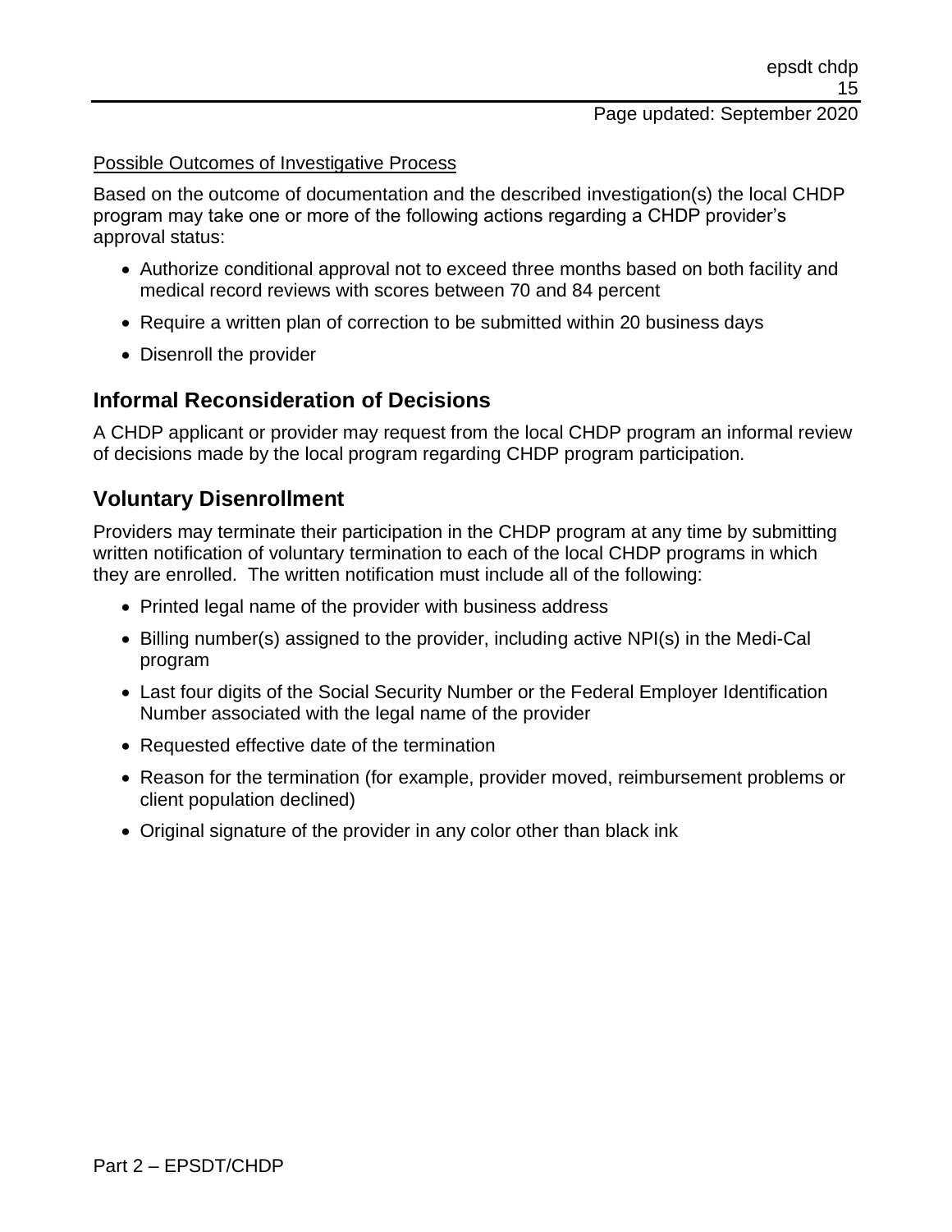Possible Outcomes of Investigative Process

Based on the outcome of documentation and the described investigation(s) the local CHDP program may take one or more of the following actions regarding a CHDP provider's approval status:

- Authorize conditional approval not to exceed three months based on both facility and medical record reviews with scores between 70 and 84 percent
- Require a written plan of correction to be submitted within 20 business days
- Disenroll the provider

## Informal Reconsideration of Decisions

A CHDP applicant or provider may request from the local CHDP program an informal review of decisions made by the local program regarding CHDP program participation.

## Voluntary Disenrollment

Providers may terminate their participation in the CHDP program at any time by submitting written notification of voluntary termination to each of the local CHDP programs in which they are enrolled. The written notification must include all of the following:

- Printed legal name of the provider with business address
- Billing number(s) assigned to the provider, including active NPI(s) in the Medi-Cal program
- Last four digits of the Social Security Number or the Federal Employer Identification Number associated with the legal name of the provider
- Requested effective date of the termination
- Reason for the termination (for example, provider moved, reimbursement problems or client population declined)
- Original signature of the provider in any color other than black ink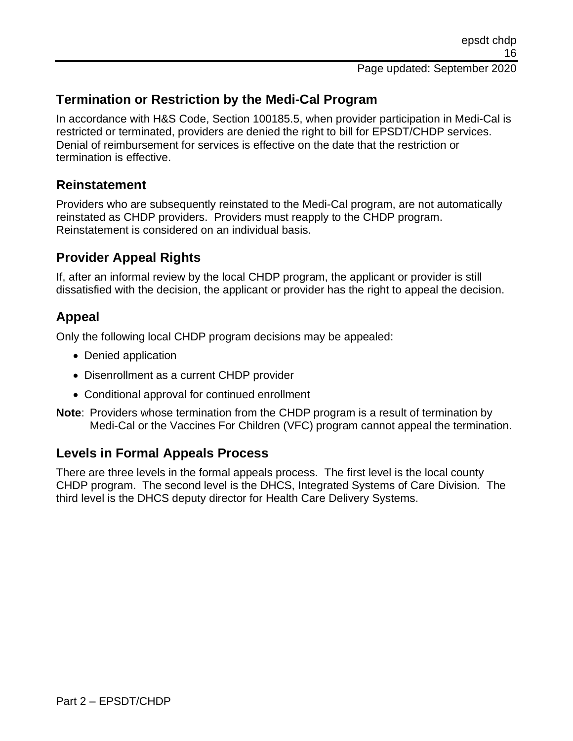## Termination or Restriction by the Medi-Cal Program

In accordance with H&S Code, Section 100185.5, when provider participation in Medi-Cal is restricted or terminated, providers are denied the right to bill for EPSDT/CHDP services. Denial of reimbursement for services is effective on the date that the restriction or termination is effective.

## Reinstatement

Providers who are subsequently reinstated to the Medi-Cal program, are not automatically reinstated as CHDP providers. Providers must reapply to the CHDP program. Reinstatement is considered on an individual basis.

## Provider Appeal Rights

If, after an informal review by the local CHDP program, the applicant or provider is still dissatisfied with the decision, the applicant or provider has the right to appeal the decision.

## Appeal

Only the following local CHDP program decisions may be appealed:

- Denied application
- Disenrollment as a current CHDP provider
- Conditional approval for continued enrollment

**Note**: Providers whose termination from the CHDP program is a result of termination by Medi-Cal or the Vaccines For Children (VFC) program cannot appeal the termination.

## Levels in Formal Appeals Process

There are three levels in the formal appeals process. The first level is the local county CHDP program. The second level is the DHCS, Integrated Systems of Care Division. The third level is the DHCS deputy director for Health Care Delivery Systems.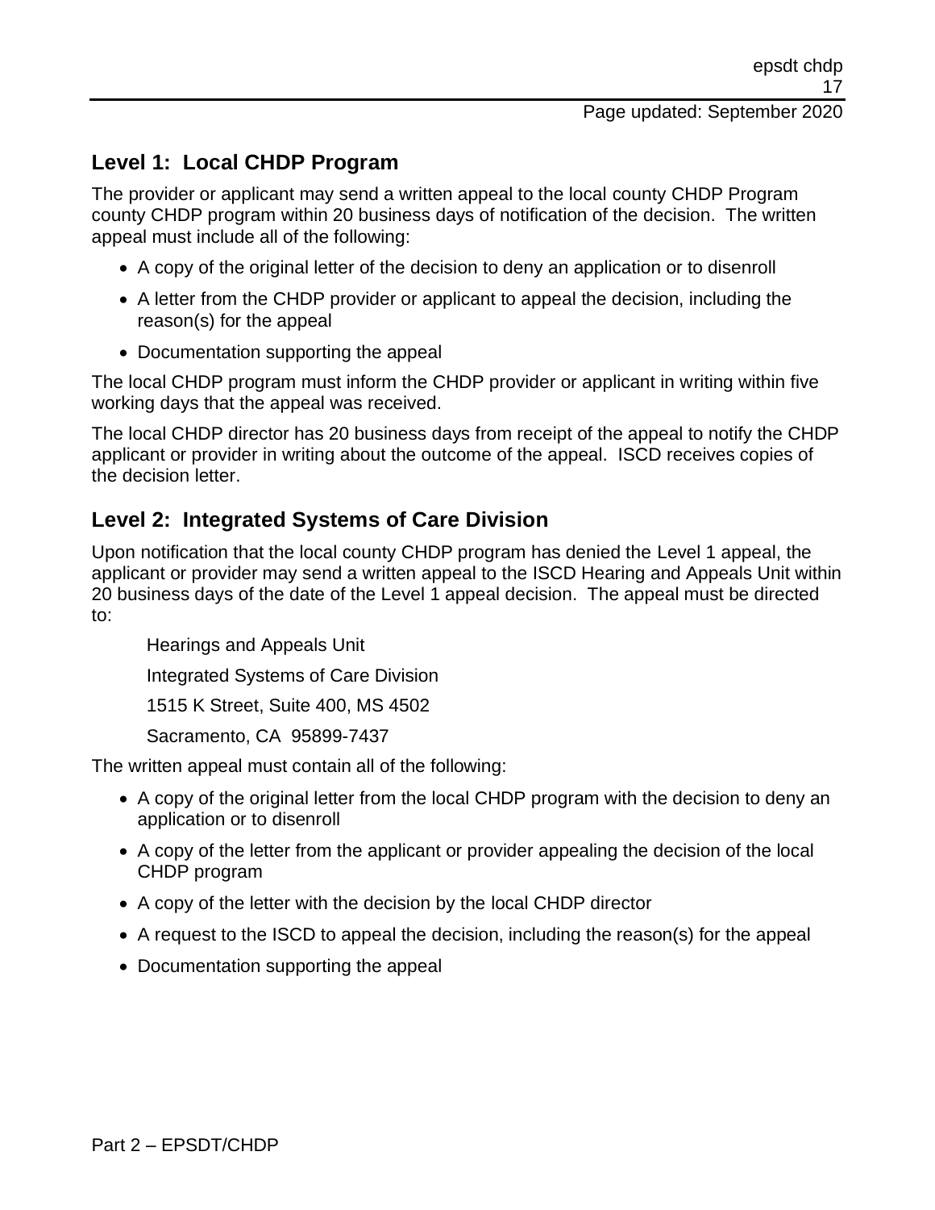## Level 1: Local CHDP Program

The provider or applicant may send a written appeal to the local county CHDP Program county CHDP program within 20 business days of notification of the decision. The written appeal must include all of the following:

- A copy of the original letter of the decision to deny an application or to disenroll
- A letter from the CHDP provider or applicant to appeal the decision, including the reason(s) for the appeal
- Documentation supporting the appeal

The local CHDP program must inform the CHDP provider or applicant in writing within five working days that the appeal was received.

The local CHDP director has 20 business days from receipt of the appeal to notify the CHDP applicant or provider in writing about the outcome of the appeal. ISCD receives copies of the decision letter.

## Level 2: Integrated Systems of Care Division

Upon notification that the local county CHDP program has denied the Level 1 appeal, the applicant or provider may send a written appeal to the ISCD Hearing and Appeals Unit within 20 business days of the date of the Level 1 appeal decision. The appeal must be directed to:

Hearings and Appeals Unit

Integrated Systems of Care Division

1515 K Street, Suite 400, MS 4502

Sacramento, CA 95899-7437

The written appeal must contain all of the following:

- A copy of the original letter from the local CHDP program with the decision to deny an application or to disenroll
- A copy of the letter from the applicant or provider appealing the decision of the local CHDP program
- A copy of the letter with the decision by the local CHDP director
- A request to the ISCD to appeal the decision, including the reason(s) for the appeal
- Documentation supporting the appeal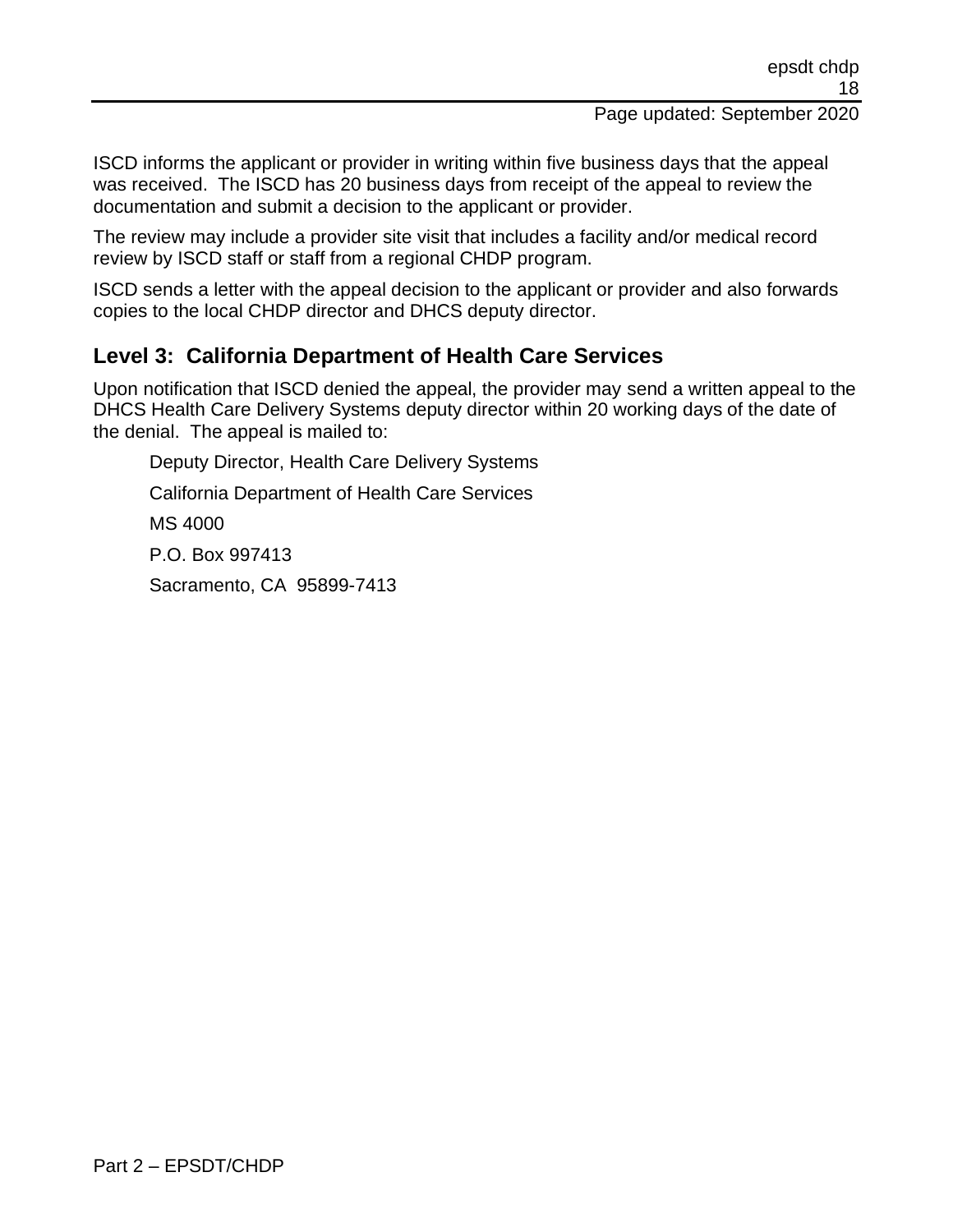ISCD informs the applicant or provider in writing within five business days that the appeal was received. The ISCD has 20 business days from receipt of the appeal to review the documentation and submit a decision to the applicant or provider.

The review may include a provider site visit that includes a facility and/or medical record review by ISCD staff or staff from a regional CHDP program.

ISCD sends a letter with the appeal decision to the applicant or provider and also forwards copies to the local CHDP director and DHCS deputy director.

## Level 3: California Department of Health Care Services

Upon notification that ISCD denied the appeal, the provider may send a written appeal to the DHCS Health Care Delivery Systems deputy director within 20 working days of the date of the denial. The appeal is mailed to:

Deputy Director, Health Care Delivery Systems

California Department of Health Care Services

MS 4000

P.O. Box 997413

Sacramento, CA 95899-7413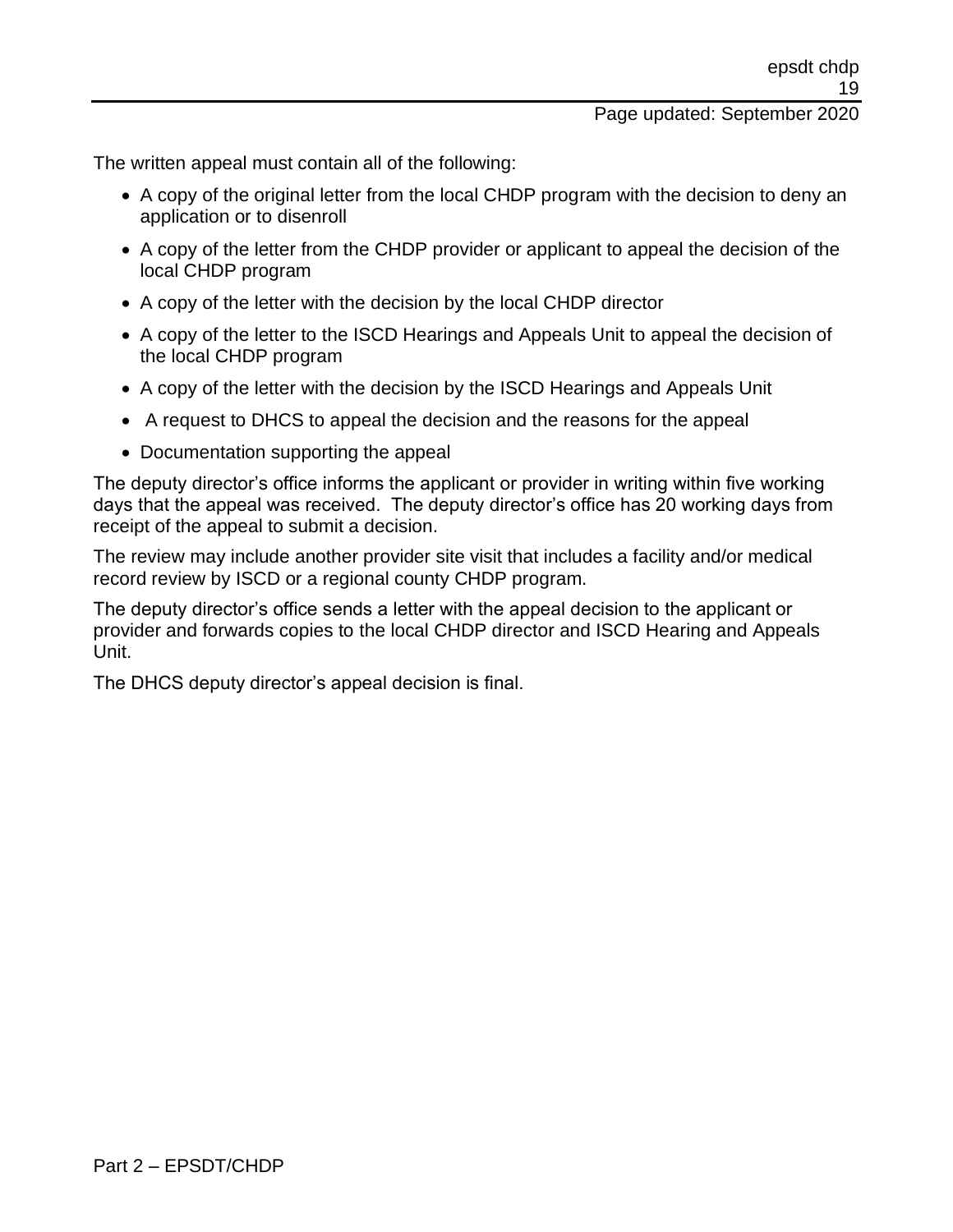The written appeal must contain all of the following:

- A copy of the original letter from the local CHDP program with the decision to deny an application or to disenroll
- A copy of the letter from the CHDP provider or applicant to appeal the decision of the local CHDP program
- A copy of the letter with the decision by the local CHDP director
- A copy of the letter to the ISCD Hearings and Appeals Unit to appeal the decision of the local CHDP program
- A copy of the letter with the decision by the ISCD Hearings and Appeals Unit
- A request to DHCS to appeal the decision and the reasons for the appeal
- Documentation supporting the appeal

The deputy director's office informs the applicant or provider in writing within five working days that the appeal was received. The deputy director's office has 20 working days from receipt of the appeal to submit a decision.

The review may include another provider site visit that includes a facility and/or medical record review by ISCD or a regional county CHDP program.

The deputy director's office sends a letter with the appeal decision to the applicant or provider and forwards copies to the local CHDP director and ISCD Hearing and Appeals Unit.

The DHCS deputy director's appeal decision is final.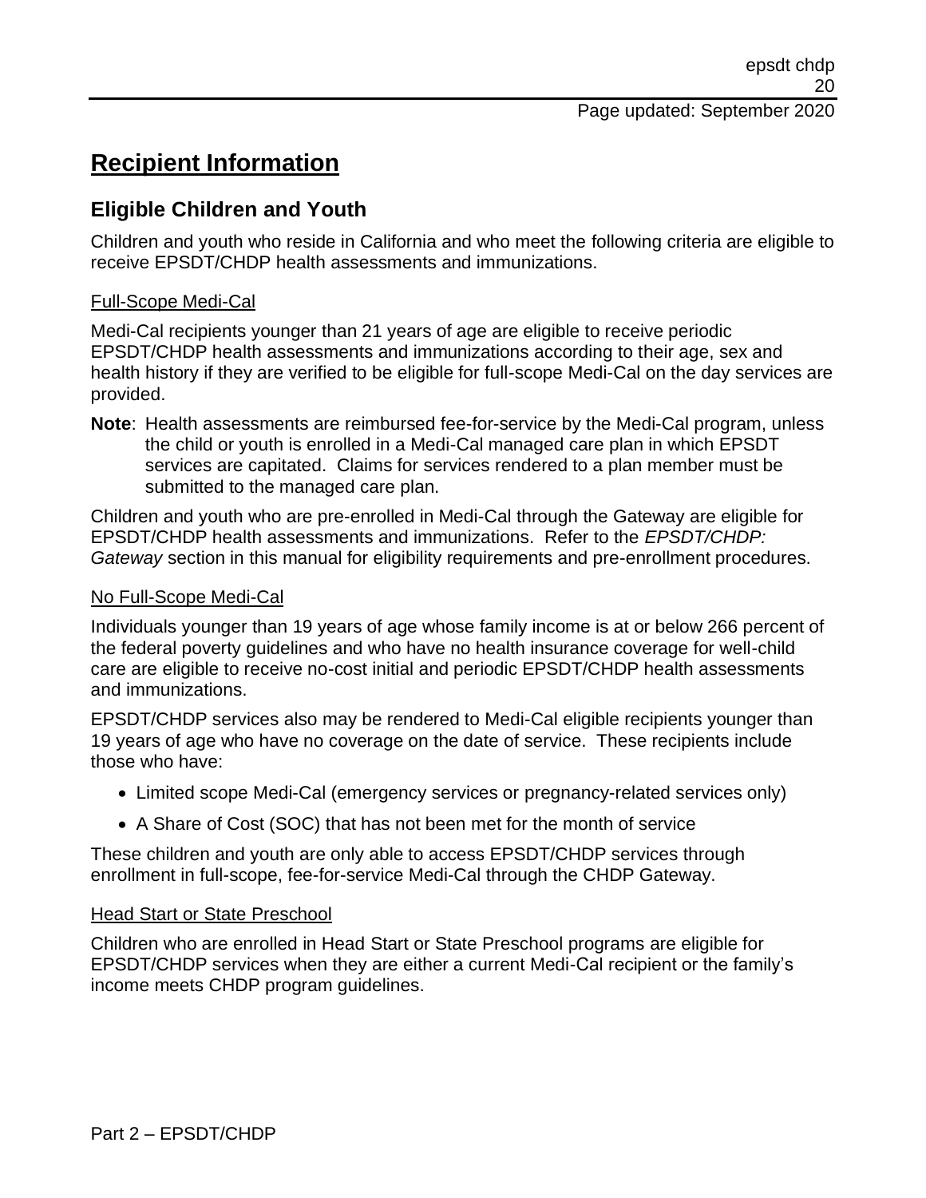# Recipient Information

## Eligible Children and Youth

Children and youth who reside in California and who meet the following criteria are eligible to receive EPSDT/CHDP health assessments and immunizations.

### Full-Scope Medi-Cal

Medi-Cal recipients younger than 21 years of age are eligible to receive periodic EPSDT/CHDP health assessments and immunizations according to their age, sex and health history if they are verified to be eligible for full-scope Medi-Cal on the day services are provided.

**Note**: Health assessments are reimbursed fee-for-service by the Medi-Cal program, unless the child or youth is enrolled in a Medi-Cal managed care plan in which EPSDT services are capitated. Claims for services rendered to a plan member must be submitted to the managed care plan.

Children and youth who are pre-enrolled in Medi-Cal through the Gateway are eligible for EPSDT/CHDP health assessments and immunizations. Refer to the *EPSDT/CHDP: Gateway* section in this manual for eligibility requirements and pre-enrollment procedures.

### No Full-Scope Medi-Cal

Individuals younger than 19 years of age whose family income is at or below 266 percent of the federal poverty guidelines and who have no health insurance coverage for well-child care are eligible to receive no-cost initial and periodic EPSDT/CHDP health assessments and immunizations.

EPSDT/CHDP services also may be rendered to Medi-Cal eligible recipients younger than 19 years of age who have no coverage on the date of service. These recipients include those who have:

- Limited scope Medi-Cal (emergency services or pregnancy-related services only)
- A Share of Cost (SOC) that has not been met for the month of service

These children and youth are only able to access EPSDT/CHDP services through enrollment in full-scope, fee-for-service Medi-Cal through the CHDP Gateway.

### Head Start or State Preschool

Children who are enrolled in Head Start or State Preschool programs are eligible for EPSDT/CHDP services when they are either a current Medi-Cal recipient or the family's income meets CHDP program guidelines.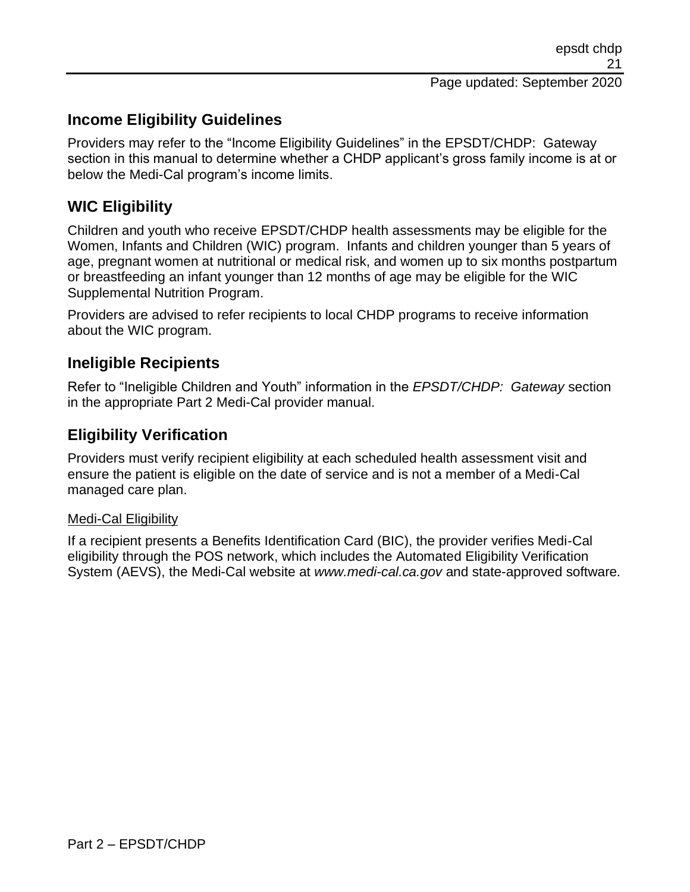## Income Eligibility Guidelines

Providers may refer to the "Income Eligibility Guidelines" in the EPSDT/CHDP: Gateway section in this manual to determine whether a CHDP applicant's gross family income is at or below the Medi-Cal program's income limits.

## WIC Eligibility

Children and youth who receive EPSDT/CHDP health assessments may be eligible for the Women, Infants and Children (WIC) program. Infants and children younger than 5 years of age, pregnant women at nutritional or medical risk, and women up to six months postpartum or breastfeeding an infant younger than 12 months of age may be eligible for the WIC Supplemental Nutrition Program.

Providers are advised to refer recipients to local CHDP programs to receive information about the WIC program.

## Ineligible Recipients

Refer to "Ineligible Children and Youth" information in the *EPSDT/CHDP: Gateway* section in the appropriate Part 2 Medi-Cal provider manual.

## Eligibility Verification

Providers must verify recipient eligibility at each scheduled health assessment visit and ensure the patient is eligible on the date of service and is not a member of a Medi-Cal managed care plan.

### Medi-Cal Eligibility

If a recipient presents a Benefits Identification Card (BIC), the provider verifies Medi-Cal eligibility through the POS network, which includes the Automated Eligibility Verification System (AEVS), the Medi-Cal website at *www.medi-cal.ca.gov* and state-approved software.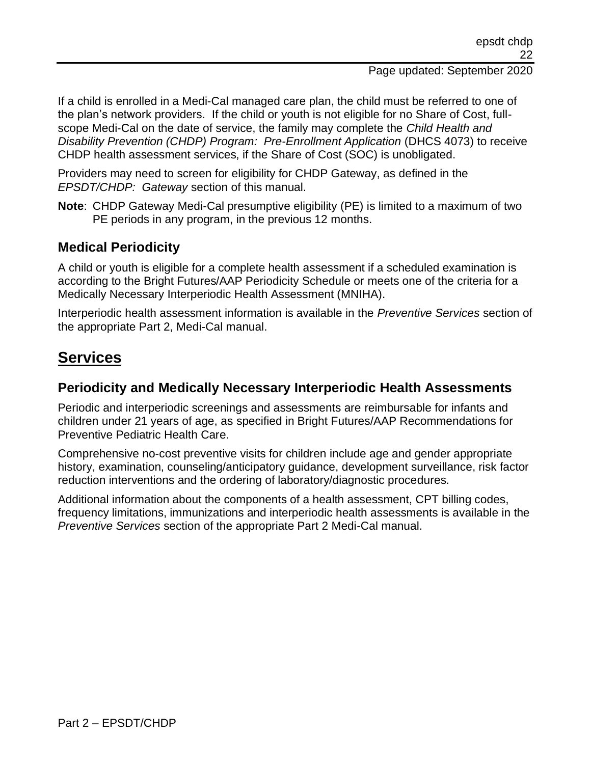If a child is enrolled in a Medi-Cal managed care plan, the child must be referred to one of the plan's network providers. If the child or youth is not eligible for no Share of Cost, full-scope Medi-Cal on the date of service, the family may complete the *Child Health and Disability Prevention (CHDP) Program: Pre-Enrollment Application* (DHCS 4073) to receive CHDP health assessment services, if the Share of Cost (SOC) is unobligated.

Providers may need to screen for eligibility for CHDP Gateway, as defined in the *EPSDT/CHDP: Gateway* section of this manual.

**Note**: CHDP Gateway Medi-Cal presumptive eligibility (PE) is limited to a maximum of two PE periods in any program, in the previous 12 months.

### Medical Periodicity

A child or youth is eligible for a complete health assessment if a scheduled examination is according to the Bright Futures/AAP Periodicity Schedule or meets one of the criteria for a Medically Necessary Interperiodic Health Assessment (MNIHA).

Interperiodic health assessment information is available in the *Preventive Services* section of the appropriate Part 2, Medi-Cal manual.

## Services

### Periodicity and Medically Necessary Interperiodic Health Assessments

Periodic and interperiodic screenings and assessments are reimbursable for infants and children under 21 years of age, as specified in Bright Futures/AAP Recommendations for Preventive Pediatric Health Care.

Comprehensive no-cost preventive visits for children include age and gender appropriate history, examination, counseling/anticipatory guidance, development surveillance, risk factor reduction interventions and the ordering of laboratory/diagnostic procedures.

Additional information about the components of a health assessment, CPT billing codes, frequency limitations, immunizations and interperiodic health assessments is available in the *Preventive Services* section of the appropriate Part 2 Medi-Cal manual.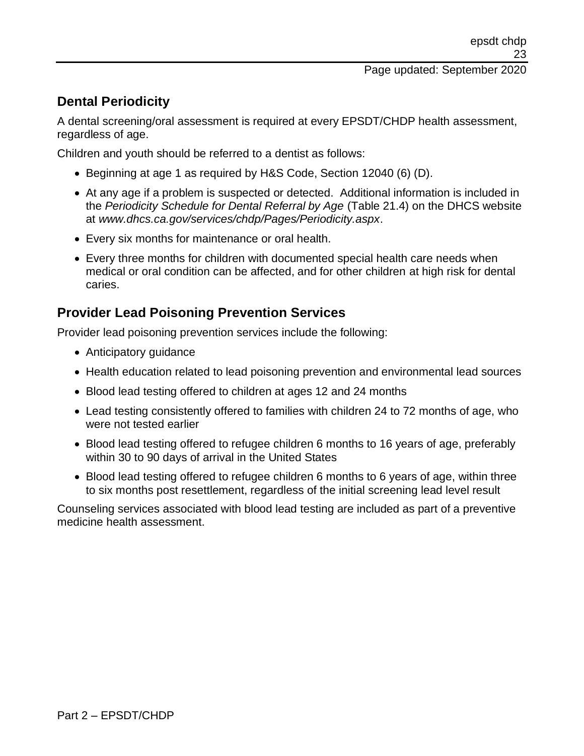## Dental Periodicity

A dental screening/oral assessment is required at every EPSDT/CHDP health assessment, regardless of age.

Children and youth should be referred to a dentist as follows:

- Beginning at age 1 as required by H&S Code, Section 12040 (6) (D).
- At any age if a problem is suspected or detected. Additional information is included in the *Periodicity Schedule for Dental Referral by Age* (Table 21.4) on the DHCS website at *www.dhcs.ca.gov/services/chdp/Pages/Periodicity.aspx*.
- Every six months for maintenance or oral health.
- Every three months for children with documented special health care needs when medical or oral condition can be affected, and for other children at high risk for dental caries.

## Provider Lead Poisoning Prevention Services

Provider lead poisoning prevention services include the following:

- Anticipatory guidance
- Health education related to lead poisoning prevention and environmental lead sources
- Blood lead testing offered to children at ages 12 and 24 months
- Lead testing consistently offered to families with children 24 to 72 months of age, who were not tested earlier
- Blood lead testing offered to refugee children 6 months to 16 years of age, preferably within 30 to 90 days of arrival in the United States
- Blood lead testing offered to refugee children 6 months to 6 years of age, within three to six months post resettlement, regardless of the initial screening lead level result

Counseling services associated with blood lead testing are included as part of a preventive medicine health assessment.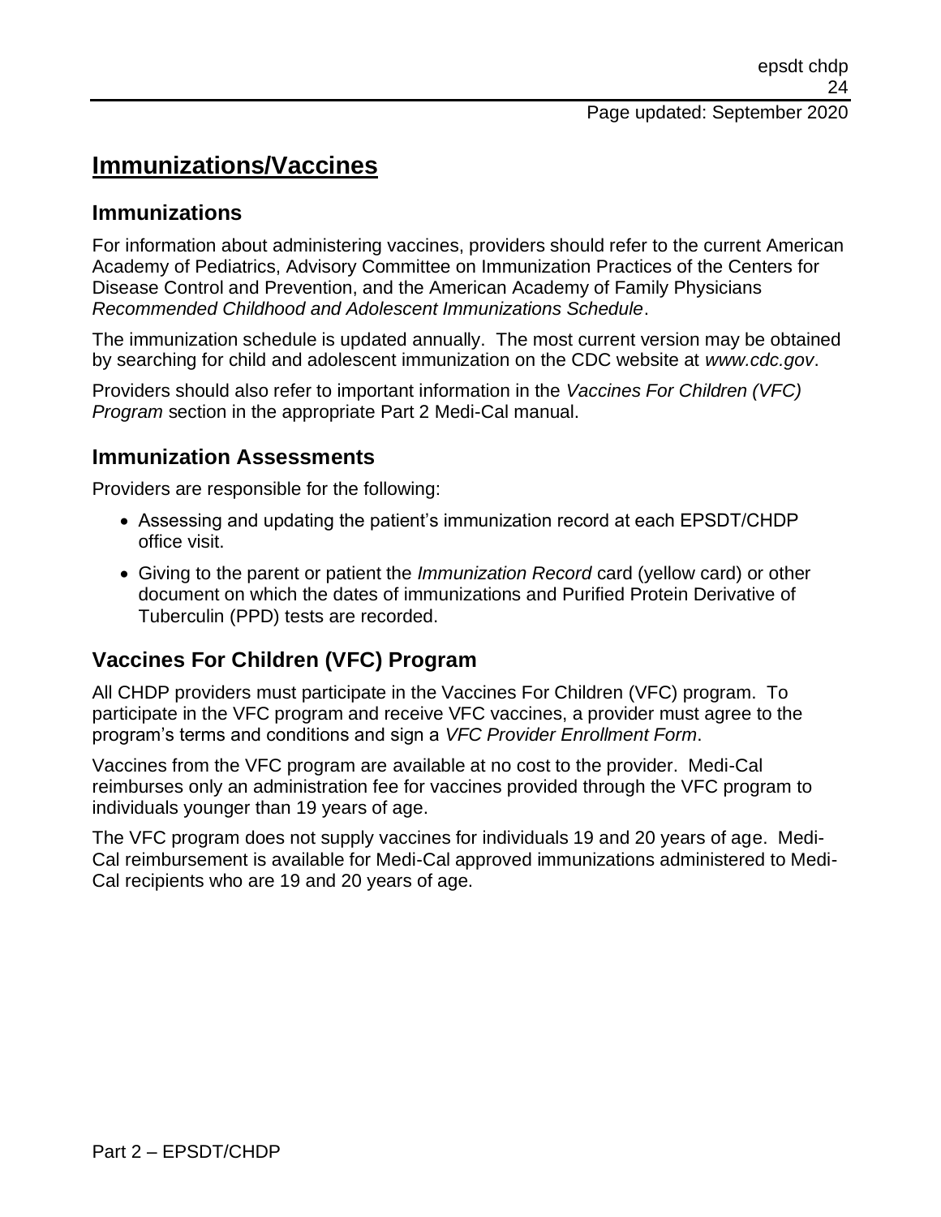# Immunizations/Vaccines

## Immunizations

For information about administering vaccines, providers should refer to the current American Academy of Pediatrics, Advisory Committee on Immunization Practices of the Centers for Disease Control and Prevention, and the American Academy of Family Physicians *Recommended Childhood and Adolescent Immunizations Schedule*.

The immunization schedule is updated annually. The most current version may be obtained by searching for child and adolescent immunization on the CDC website at *www.cdc.gov*.

Providers should also refer to important information in the *Vaccines For Children (VFC) Program* section in the appropriate Part 2 Medi-Cal manual.

## Immunization Assessments

Providers are responsible for the following:

- Assessing and updating the patient's immunization record at each EPSDT/CHDP office visit.
- Giving to the parent or patient the *Immunization Record* card (yellow card) or other document on which the dates of immunizations and Purified Protein Derivative of Tuberculin (PPD) tests are recorded.

## Vaccines For Children (VFC) Program

All CHDP providers must participate in the Vaccines For Children (VFC) program. To participate in the VFC program and receive VFC vaccines, a provider must agree to the program's terms and conditions and sign a *VFC Provider Enrollment Form*.

Vaccines from the VFC program are available at no cost to the provider. Medi-Cal reimburses only an administration fee for vaccines provided through the VFC program to individuals younger than 19 years of age.

The VFC program does not supply vaccines for individuals 19 and 20 years of age. Medi-Cal reimbursement is available for Medi-Cal approved immunizations administered to Medi-Cal recipients who are 19 and 20 years of age.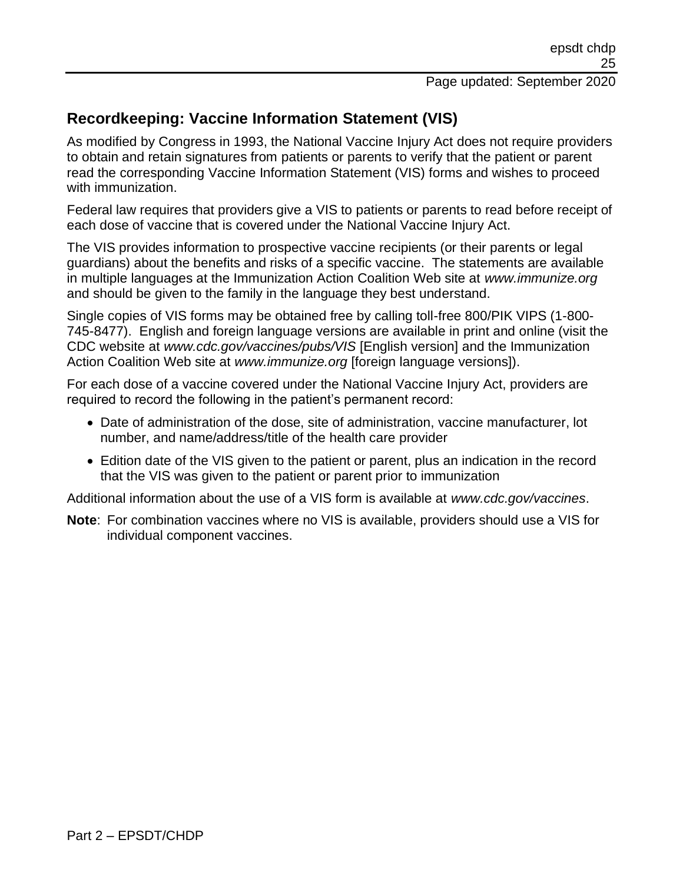## Recordkeeping: Vaccine Information Statement (VIS)

As modified by Congress in 1993, the National Vaccine Injury Act does not require providers to obtain and retain signatures from patients or parents to verify that the patient or parent read the corresponding Vaccine Information Statement (VIS) forms and wishes to proceed with immunization.

Federal law requires that providers give a VIS to patients or parents to read before receipt of each dose of vaccine that is covered under the National Vaccine Injury Act.

The VIS provides information to prospective vaccine recipients (or their parents or legal guardians) about the benefits and risks of a specific vaccine. The statements are available in multiple languages at the Immunization Action Coalition Web site at *www.immunize.org* and should be given to the family in the language they best understand.

Single copies of VIS forms may be obtained free by calling toll-free 800/PIK VIPS (1-800-745-8477). English and foreign language versions are available in print and online (visit the CDC website at *www.cdc.gov/vaccines/pubs/VIS* [English version] and the Immunization Action Coalition Web site at *www.immunize.org* [foreign language versions]).

For each dose of a vaccine covered under the National Vaccine Injury Act, providers are required to record the following in the patient's permanent record:

- Date of administration of the dose, site of administration, vaccine manufacturer, lot number, and name/address/title of the health care provider
- Edition date of the VIS given to the patient or parent, plus an indication in the record that the VIS was given to the patient or parent prior to immunization

Additional information about the use of a VIS form is available at *www.cdc.gov/vaccines*.

**Note**: For combination vaccines where no VIS is available, providers should use a VIS for individual component vaccines.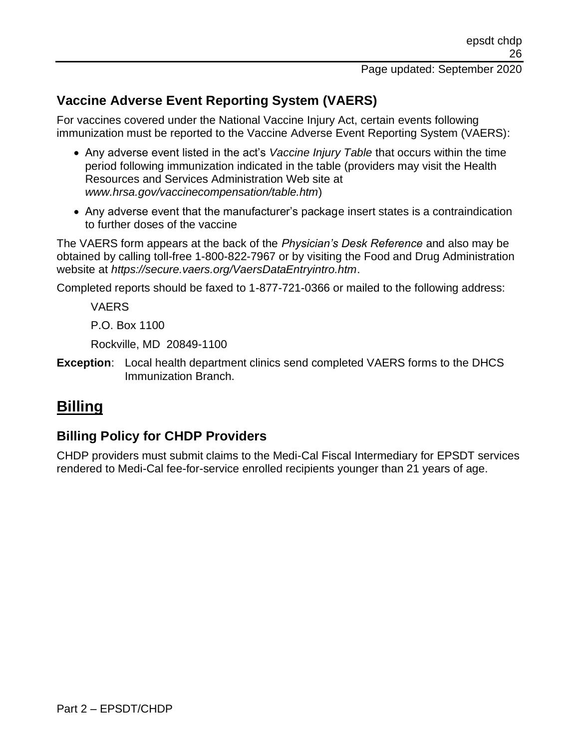## Vaccine Adverse Event Reporting System (VAERS)

For vaccines covered under the National Vaccine Injury Act, certain events following immunization must be reported to the Vaccine Adverse Event Reporting System (VAERS):

- Any adverse event listed in the act's *Vaccine Injury Table* that occurs within the time period following immunization indicated in the table (providers may visit the Health Resources and Services Administration Web site at *www.hrsa.gov/vaccinecompensation/table.htm*)
- Any adverse event that the manufacturer's package insert states is a contraindication to further doses of the vaccine

The VAERS form appears at the back of the *Physician's Desk Reference* and also may be obtained by calling toll-free 1-800-822-7967 or by visiting the Food and Drug Administration website at *https://secure.vaers.org/VaersDataEntryintro.htm*.

Completed reports should be faxed to 1-877-721-0366 or mailed to the following address:

VAERS

P.O. Box 1100

Rockville, MD 20849-1100

**Exception**: Local health department clinics send completed VAERS forms to the DHCS Immunization Branch.

# Billing

## Billing Policy for CHDP Providers

CHDP providers must submit claims to the Medi-Cal Fiscal Intermediary for EPSDT services rendered to Medi-Cal fee-for-service enrolled recipients younger than 21 years of age.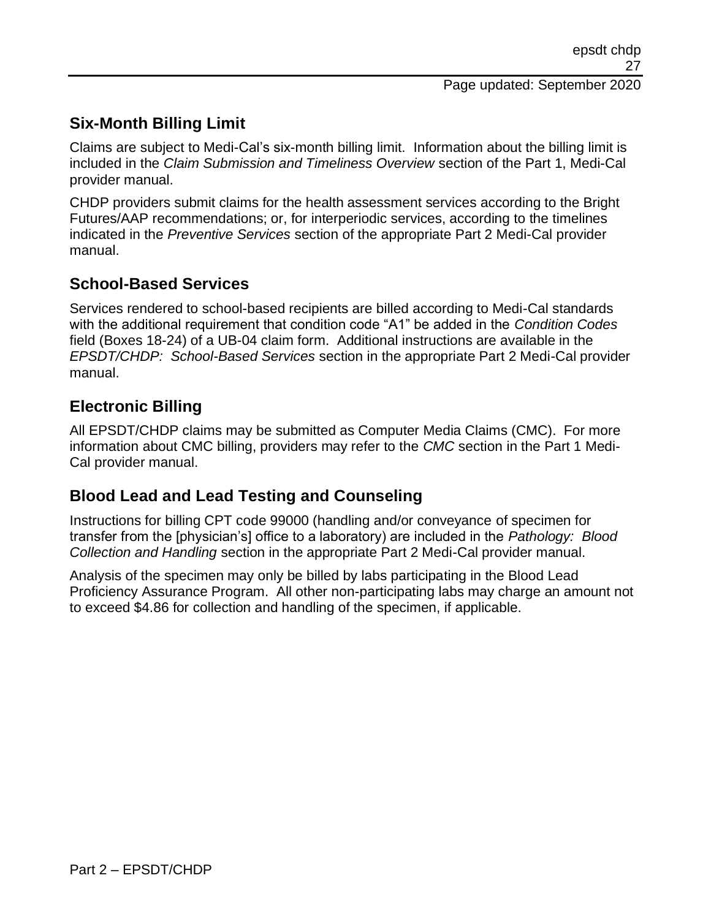## Six-Month Billing Limit

Claims are subject to Medi-Cal's six-month billing limit. Information about the billing limit is included in the *Claim Submission and Timeliness Overview* section of the Part 1, Medi-Cal provider manual.

CHDP providers submit claims for the health assessment services according to the Bright Futures/AAP recommendations; or, for interperiodic services, according to the timelines indicated in the *Preventive Services* section of the appropriate Part 2 Medi-Cal provider manual.

## School-Based Services

Services rendered to school-based recipients are billed according to Medi-Cal standards with the additional requirement that condition code "A1" be added in the *Condition Codes* field (Boxes 18-24) of a UB-04 claim form. Additional instructions are available in the *EPSDT/CHDP: School-Based Services* section in the appropriate Part 2 Medi-Cal provider manual.

## Electronic Billing

All EPSDT/CHDP claims may be submitted as Computer Media Claims (CMC). For more information about CMC billing, providers may refer to the *CMC* section in the Part 1 Medi-Cal provider manual.

## Blood Lead and Lead Testing and Counseling

Instructions for billing CPT code 99000 (handling and/or conveyance of specimen for transfer from the [physician's] office to a laboratory) are included in the *Pathology: Blood Collection and Handling* section in the appropriate Part 2 Medi-Cal provider manual.

Analysis of the specimen may only be billed by labs participating in the Blood Lead Proficiency Assurance Program. All other non-participating labs may charge an amount not to exceed $4.86 for collection and handling of the specimen, if applicable.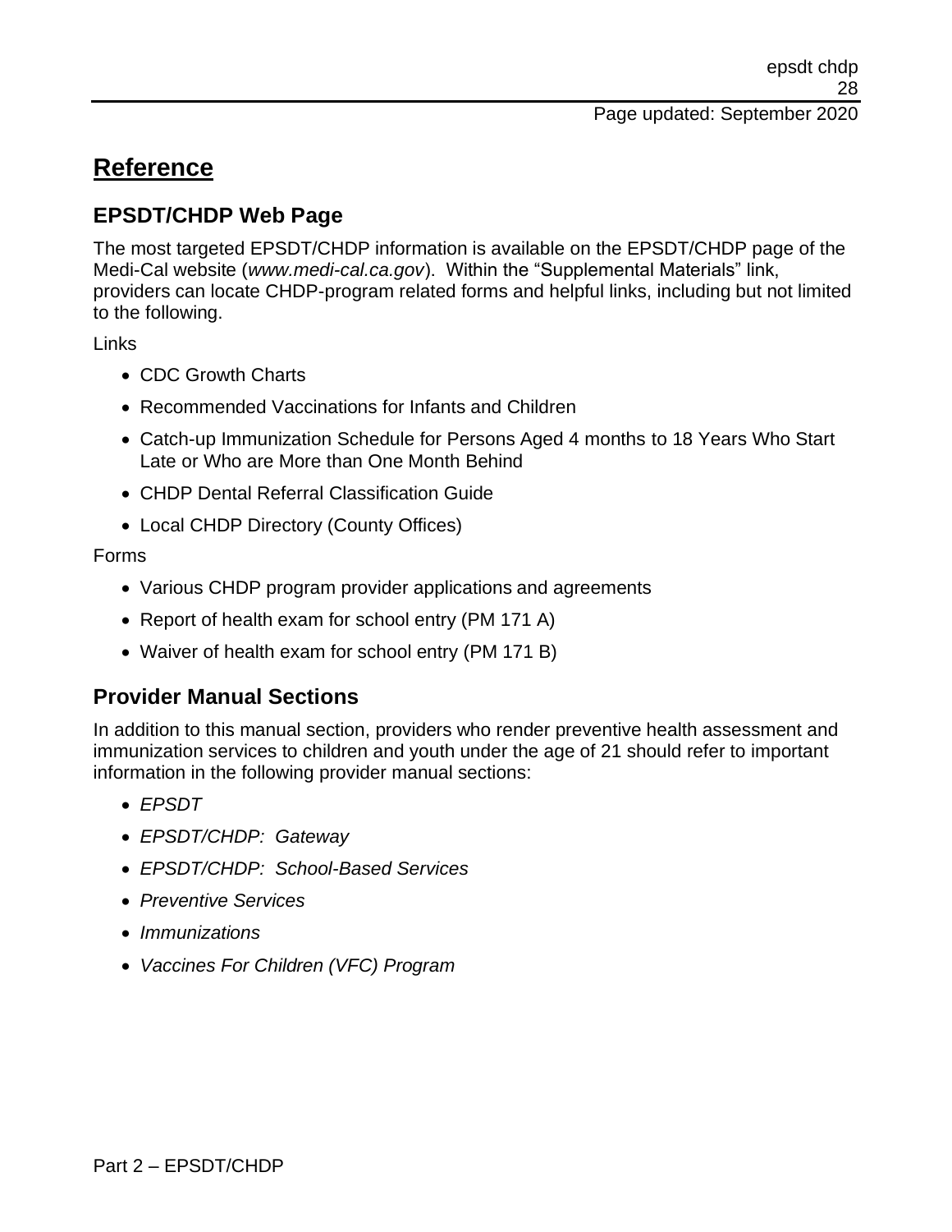# Reference

## EPSDT/CHDP Web Page

The most targeted EPSDT/CHDP information is available on the EPSDT/CHDP page of the Medi-Cal website (*www.medi-cal.ca.gov*). Within the "Supplemental Materials" link, providers can locate CHDP-program related forms and helpful links, including but not limited to the following.

Links

- CDC Growth Charts
- Recommended Vaccinations for Infants and Children
- Catch-up Immunization Schedule for Persons Aged 4 months to 18 Years Who Start Late or Who are More than One Month Behind
- CHDP Dental Referral Classification Guide
- Local CHDP Directory (County Offices)

Forms

- Various CHDP program provider applications and agreements
- Report of health exam for school entry (PM 171 A)
- Waiver of health exam for school entry (PM 171 B)

## Provider Manual Sections

In addition to this manual section, providers who render preventive health assessment and immunization services to children and youth under the age of 21 should refer to important information in the following provider manual sections:

- *EPSDT*
- *EPSDT/CHDP: Gateway*
- *EPSDT/CHDP: School-Based Services*
- *Preventive Services*
- *Immunizations*
- *Vaccines For Children (VFC) Program*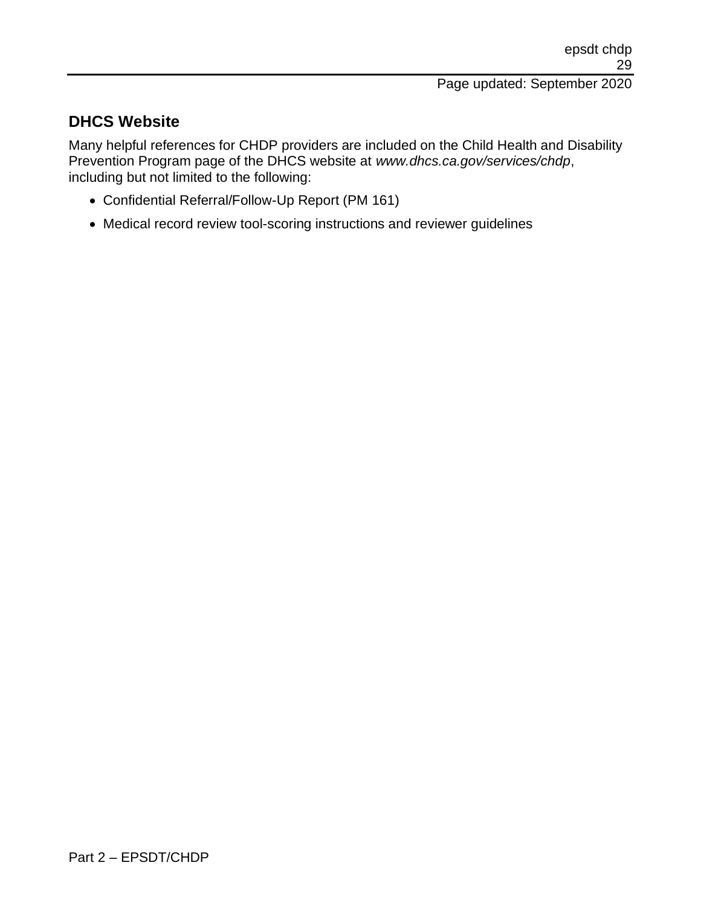## DHCS Website

Many helpful references for CHDP providers are included on the Child Health and Disability Prevention Program page of the DHCS website at *www.dhcs.ca.gov/services/chdp*, including but not limited to the following:

- Confidential Referral/Follow-Up Report (PM 161)
- Medical record review tool-scoring instructions and reviewer guidelines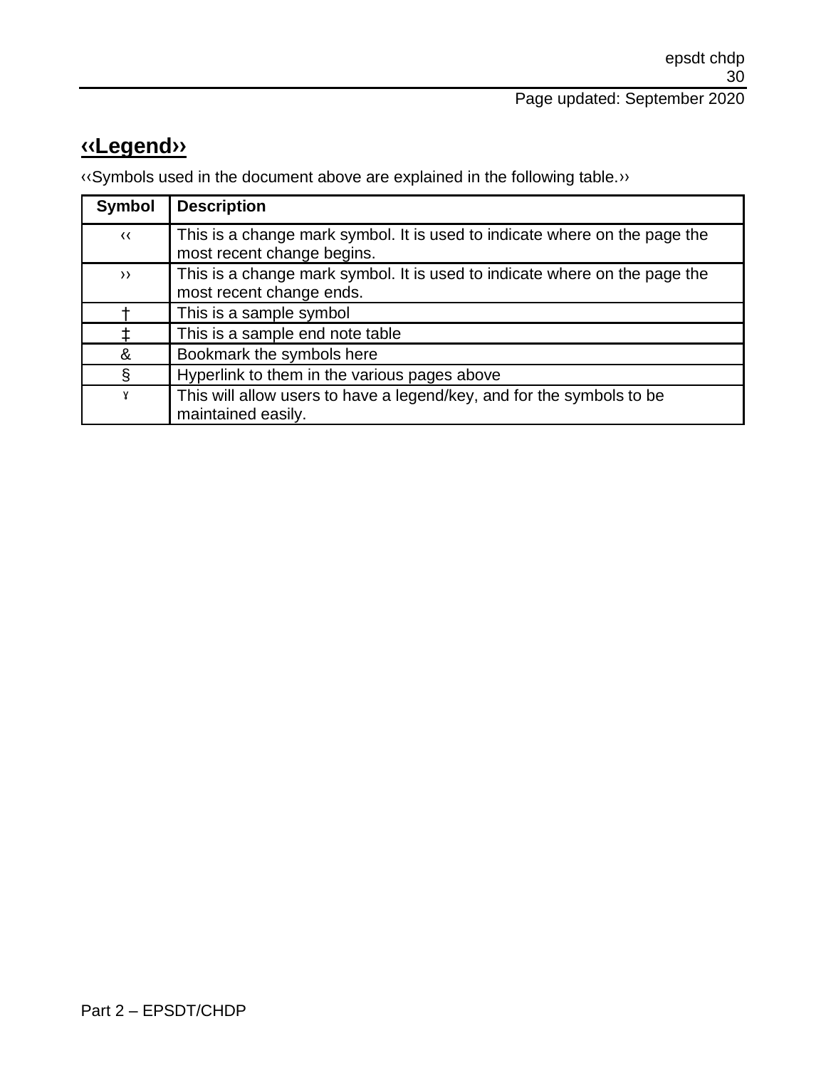## ‹‹Legend››

‹‹Symbols used in the document above are explained in the following table.››

| Symbol | Description |
| --- | --- |
| ‹‹ | This is a change mark symbol. It is used to indicate where on the page the most recent change begins. |
| ›› | This is a change mark symbol. It is used to indicate where on the page the most recent change ends. |
| † | This is a sample symbol |
| ‡ | This is a sample end note table |
| & | Bookmark the symbols here |
| § | Hyperlink to them in the various pages above |
| ɣ | This will allow users to have a legend/key, and for the symbols to be maintained easily. |